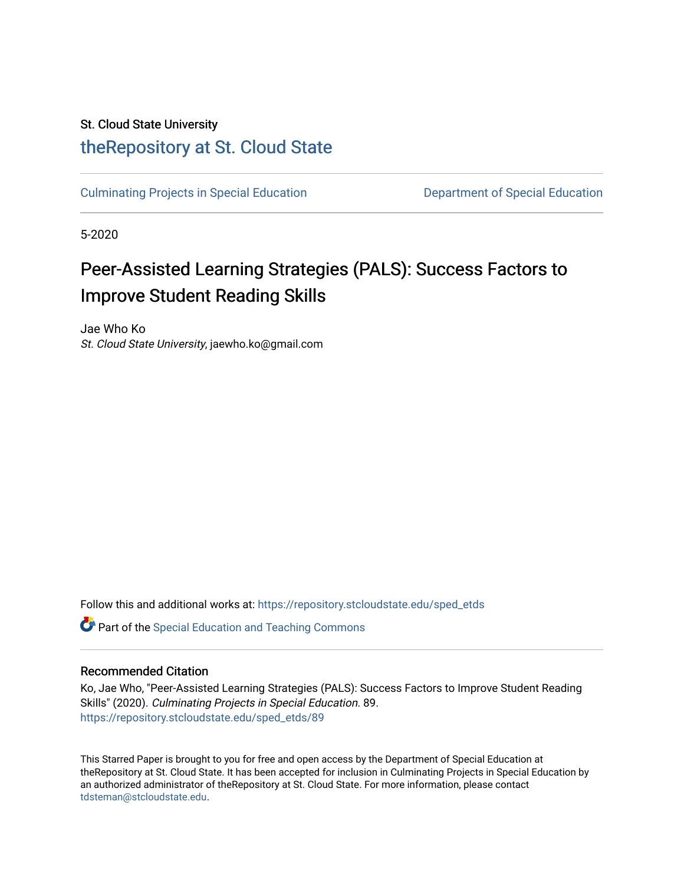St. Cloud State University

# theRepository at St. Cloud State

Culminating Projects in Special Education

Department of Special Education

5-2020

## Peer-Assisted Learning Strategies (PALS): Success Factors to Improve Student Reading Skills

Jae Who Ko
*St. Cloud State University*, jaewho.ko@gmail.com

Follow this and additional works at: https://repository.stcloudstate.edu/sped_etds

Part of the Special Education and Teaching Commons

### Recommended Citation

Ko, Jae Who, "Peer-Assisted Learning Strategies (PALS): Success Factors to Improve Student Reading Skills" (2020). *Culminating Projects in Special Education*. 89.
https://repository.stcloudstate.edu/sped_etds/89

This Starred Paper is brought to you for free and open access by the Department of Special Education at theRepository at St. Cloud State. It has been accepted for inclusion in Culminating Projects in Special Education by an authorized administrator of theRepository at St. Cloud State. For more information, please contact tdsteman@stcloudstate.edu.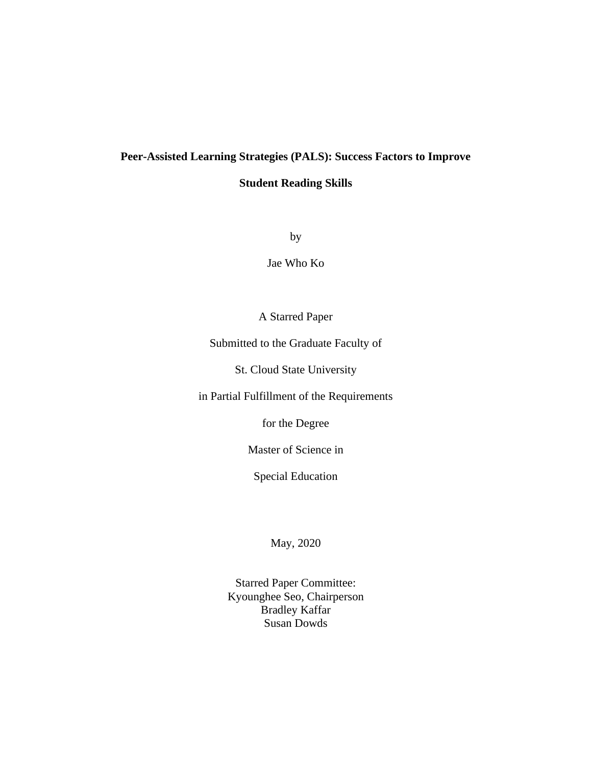**Peer-Assisted Learning Strategies (PALS): Success Factors to Improve Student Reading Skills**

by

Jae Who Ko

A Starred Paper

Submitted to the Graduate Faculty of

St. Cloud State University

in Partial Fulfillment of the Requirements

for the Degree

Master of Science in

Special Education

May, 2020

Starred Paper Committee:
Kyounghee Seo, Chairperson
Bradley Kaffar
Susan Dowds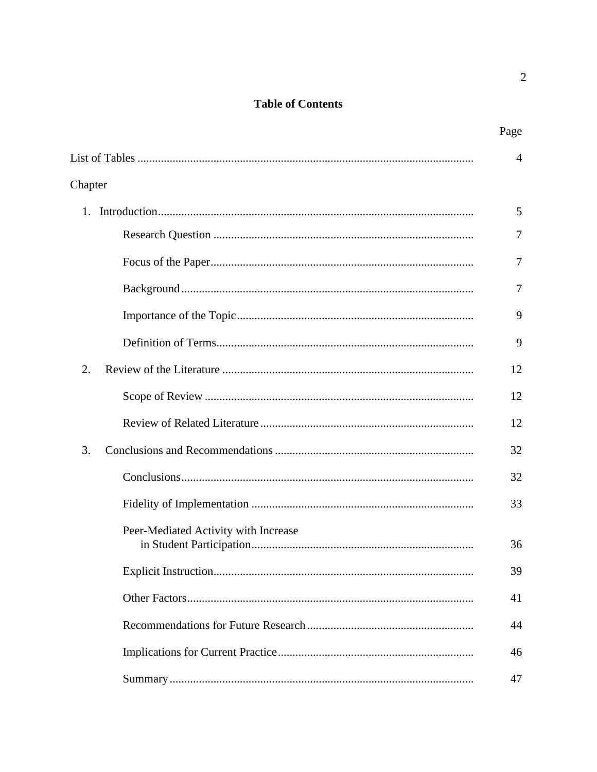# Table of Contents

| | Page |
|---|---|
| List of Tables | 4 |
| Chapter | |
| 1. Introduction | 5 |
| Research Question | 7 |
| Focus of the Paper | 7 |
| Background | 7 |
| Importance of the Topic | 9 |
| Definition of Terms | 9 |
| 2. Review of the Literature | 12 |
| Scope of Review | 12 |
| Review of Related Literature | 12 |
| 3. Conclusions and Recommendations | 32 |
| Conclusions | 32 |
| Fidelity of Implementation | 33 |
| Peer-Mediated Activity with Increase in Student Participation | 36 |
| Explicit Instruction | 39 |
| Other Factors | 41 |
| Recommendations for Future Research | 44 |
| Implications for Current Practice | 46 |
| Summary | 47 |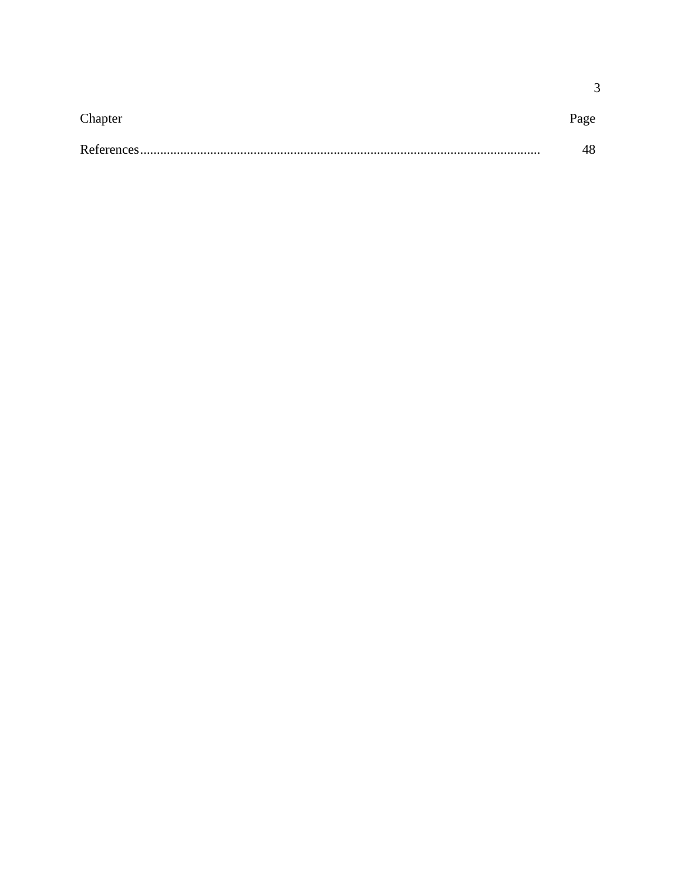| Chapter | Page |
| --- | --- |
| References........................................................................................................................ | 48 |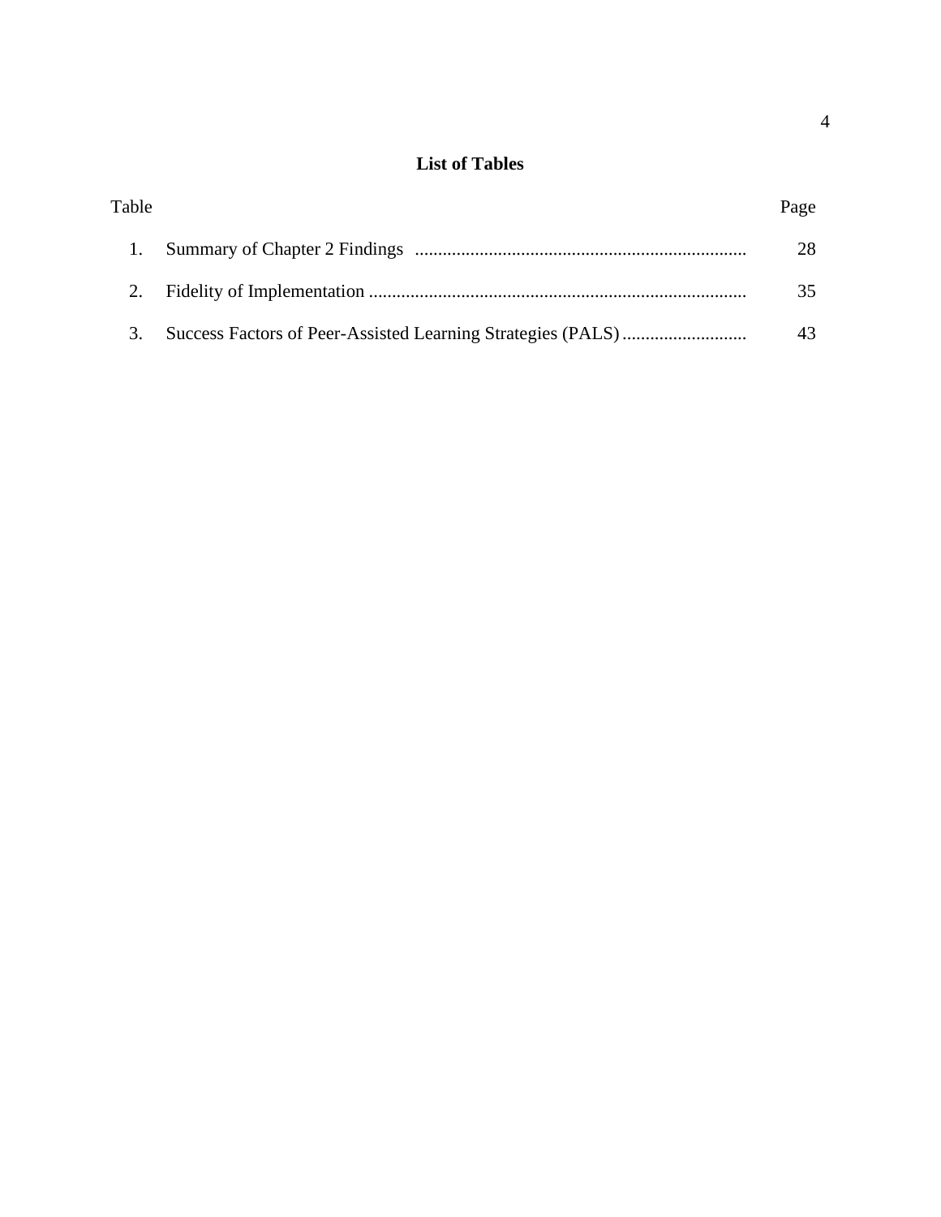# List of Tables

| Table | | Page |
|---|---|---|
| 1. | Summary of Chapter 2 Findings | 28 |
| 2. | Fidelity of Implementation | 35 |
| 3. | Success Factors of Peer-Assisted Learning Strategies (PALS) | 43 |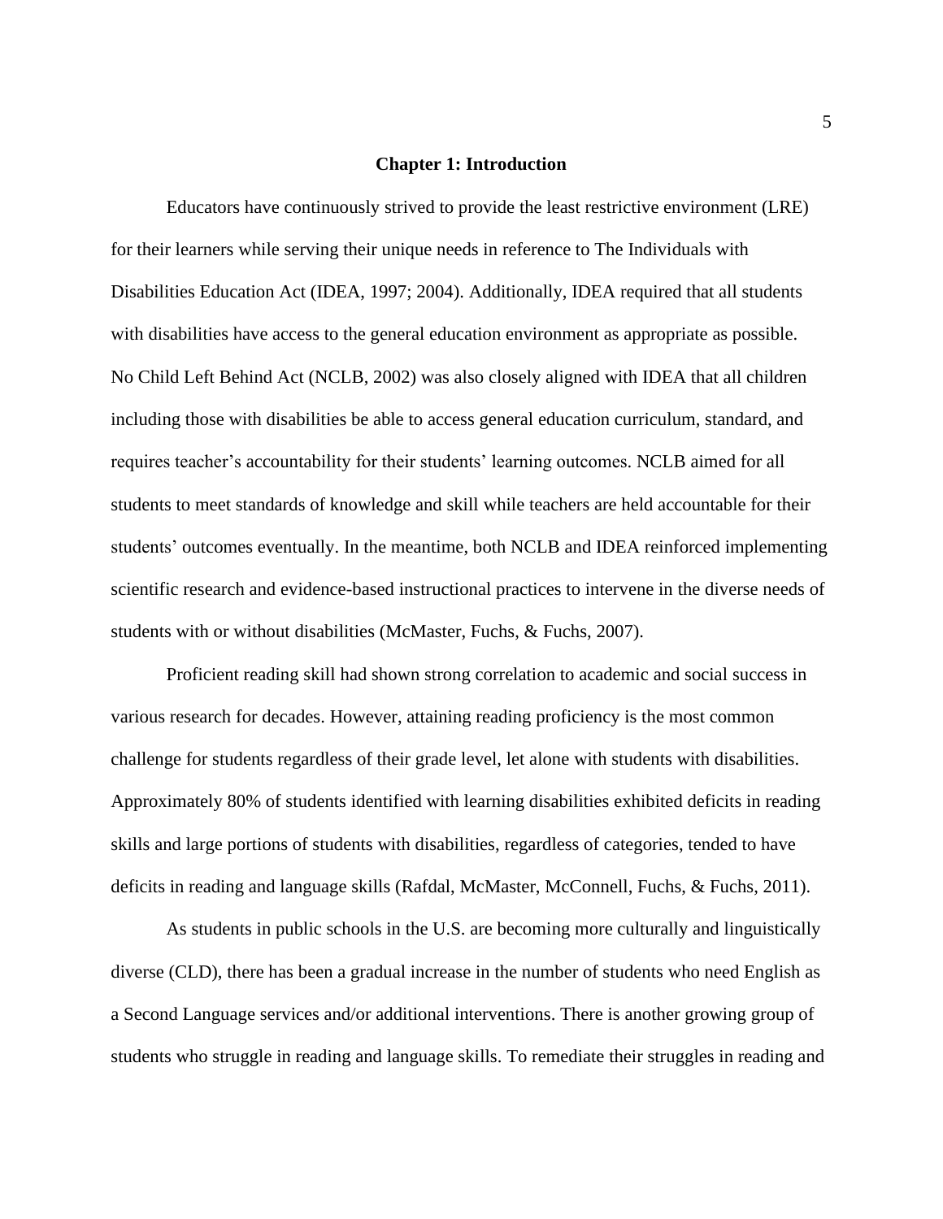# Chapter 1: Introduction

Educators have continuously strived to provide the least restrictive environment (LRE) for their learners while serving their unique needs in reference to The Individuals with Disabilities Education Act (IDEA, 1997; 2004). Additionally, IDEA required that all students with disabilities have access to the general education environment as appropriate as possible. No Child Left Behind Act (NCLB, 2002) was also closely aligned with IDEA that all children including those with disabilities be able to access general education curriculum, standard, and requires teacher's accountability for their students' learning outcomes. NCLB aimed for all students to meet standards of knowledge and skill while teachers are held accountable for their students' outcomes eventually. In the meantime, both NCLB and IDEA reinforced implementing scientific research and evidence-based instructional practices to intervene in the diverse needs of students with or without disabilities (McMaster, Fuchs, & Fuchs, 2007).

Proficient reading skill had shown strong correlation to academic and social success in various research for decades. However, attaining reading proficiency is the most common challenge for students regardless of their grade level, let alone with students with disabilities. Approximately 80% of students identified with learning disabilities exhibited deficits in reading skills and large portions of students with disabilities, regardless of categories, tended to have deficits in reading and language skills (Rafdal, McMaster, McConnell, Fuchs, & Fuchs, 2011).

As students in public schools in the U.S. are becoming more culturally and linguistically diverse (CLD), there has been a gradual increase in the number of students who need English as a Second Language services and/or additional interventions. There is another growing group of students who struggle in reading and language skills. To remediate their struggles in reading and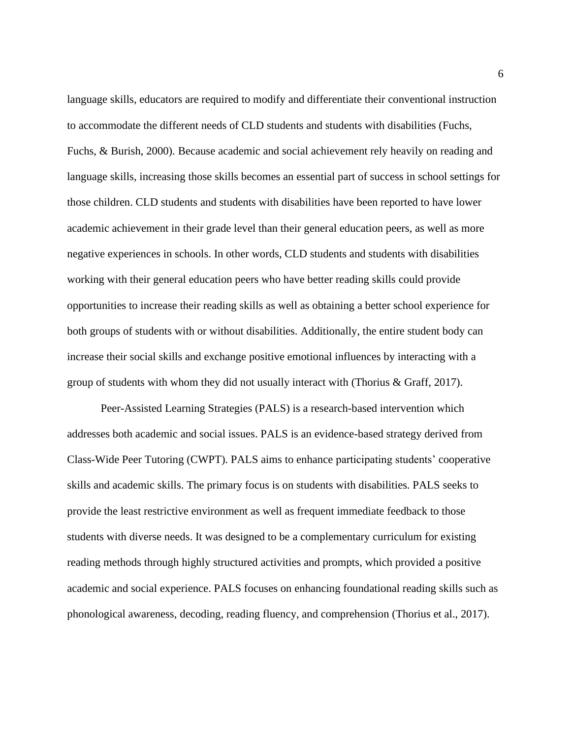language skills, educators are required to modify and differentiate their conventional instruction to accommodate the different needs of CLD students and students with disabilities (Fuchs, Fuchs, & Burish, 2000). Because academic and social achievement rely heavily on reading and language skills, increasing those skills becomes an essential part of success in school settings for those children. CLD students and students with disabilities have been reported to have lower academic achievement in their grade level than their general education peers, as well as more negative experiences in schools. In other words, CLD students and students with disabilities working with their general education peers who have better reading skills could provide opportunities to increase their reading skills as well as obtaining a better school experience for both groups of students with or without disabilities. Additionally, the entire student body can increase their social skills and exchange positive emotional influences by interacting with a group of students with whom they did not usually interact with (Thorius & Graff, 2017).

Peer-Assisted Learning Strategies (PALS) is a research-based intervention which addresses both academic and social issues. PALS is an evidence-based strategy derived from Class-Wide Peer Tutoring (CWPT). PALS aims to enhance participating students' cooperative skills and academic skills. The primary focus is on students with disabilities. PALS seeks to provide the least restrictive environment as well as frequent immediate feedback to those students with diverse needs. It was designed to be a complementary curriculum for existing reading methods through highly structured activities and prompts, which provided a positive academic and social experience. PALS focuses on enhancing foundational reading skills such as phonological awareness, decoding, reading fluency, and comprehension (Thorius et al., 2017).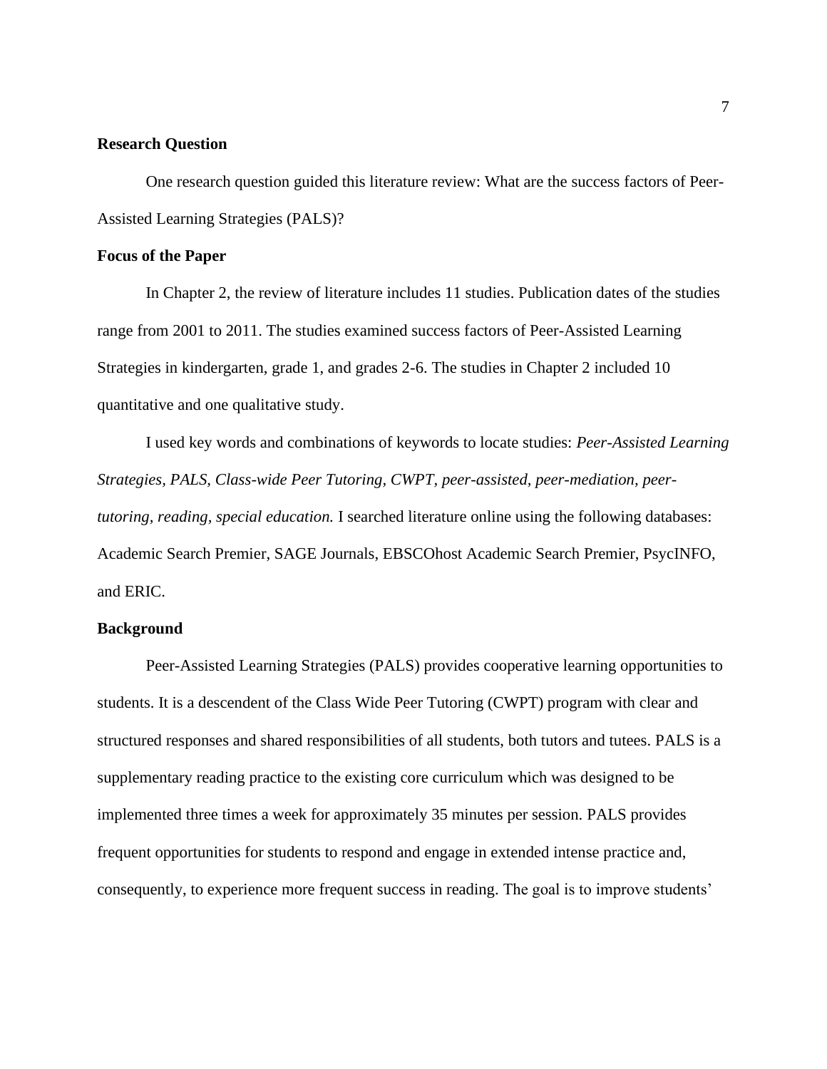## Research Question

One research question guided this literature review: What are the success factors of Peer-Assisted Learning Strategies (PALS)?

## Focus of the Paper

In Chapter 2, the review of literature includes 11 studies. Publication dates of the studies range from 2001 to 2011. The studies examined success factors of Peer-Assisted Learning Strategies in kindergarten, grade 1, and grades 2-6. The studies in Chapter 2 included 10 quantitative and one qualitative study.

I used key words and combinations of keywords to locate studies: *Peer-Assisted Learning Strategies, PALS, Class-wide Peer Tutoring, CWPT, peer-assisted, peer-mediation, peer-tutoring, reading, special education.* I searched literature online using the following databases: Academic Search Premier, SAGE Journals, EBSCOhost Academic Search Premier, PsycINFO, and ERIC.

## Background

Peer-Assisted Learning Strategies (PALS) provides cooperative learning opportunities to students. It is a descendent of the Class Wide Peer Tutoring (CWPT) program with clear and structured responses and shared responsibilities of all students, both tutors and tutees. PALS is a supplementary reading practice to the existing core curriculum which was designed to be implemented three times a week for approximately 35 minutes per session. PALS provides frequent opportunities for students to respond and engage in extended intense practice and, consequently, to experience more frequent success in reading. The goal is to improve students'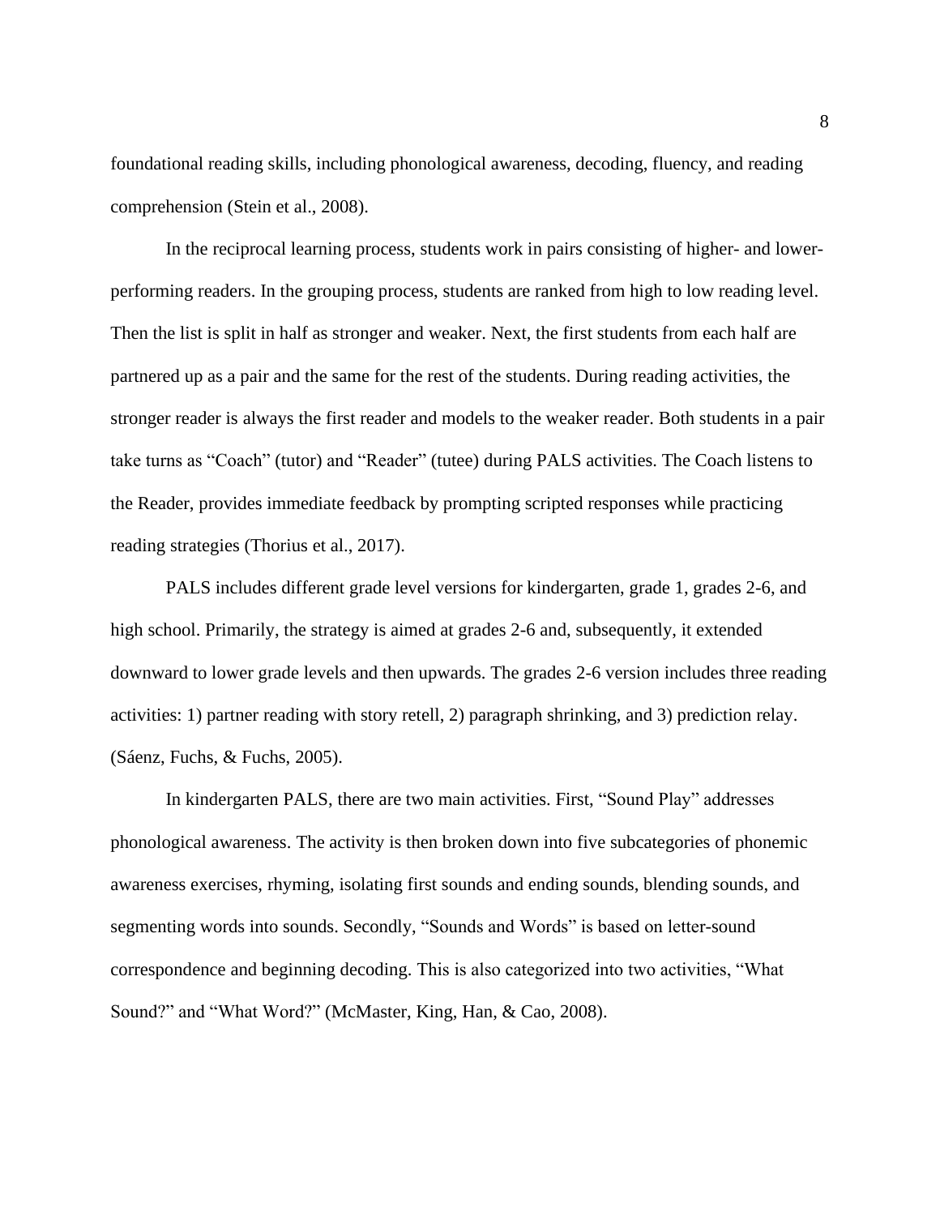foundational reading skills, including phonological awareness, decoding, fluency, and reading comprehension (Stein et al., 2008).

In the reciprocal learning process, students work in pairs consisting of higher- and lower-performing readers. In the grouping process, students are ranked from high to low reading level. Then the list is split in half as stronger and weaker. Next, the first students from each half are partnered up as a pair and the same for the rest of the students. During reading activities, the stronger reader is always the first reader and models to the weaker reader. Both students in a pair take turns as "Coach" (tutor) and "Reader" (tutee) during PALS activities. The Coach listens to the Reader, provides immediate feedback by prompting scripted responses while practicing reading strategies (Thorius et al., 2017).

PALS includes different grade level versions for kindergarten, grade 1, grades 2-6, and high school. Primarily, the strategy is aimed at grades 2-6 and, subsequently, it extended downward to lower grade levels and then upwards. The grades 2-6 version includes three reading activities: 1) partner reading with story retell, 2) paragraph shrinking, and 3) prediction relay. (Sáenz, Fuchs, & Fuchs, 2005).

In kindergarten PALS, there are two main activities. First, "Sound Play" addresses phonological awareness. The activity is then broken down into five subcategories of phonemic awareness exercises, rhyming, isolating first sounds and ending sounds, blending sounds, and segmenting words into sounds. Secondly, "Sounds and Words" is based on letter-sound correspondence and beginning decoding. This is also categorized into two activities, "What Sound?" and "What Word?" (McMaster, King, Han, & Cao, 2008).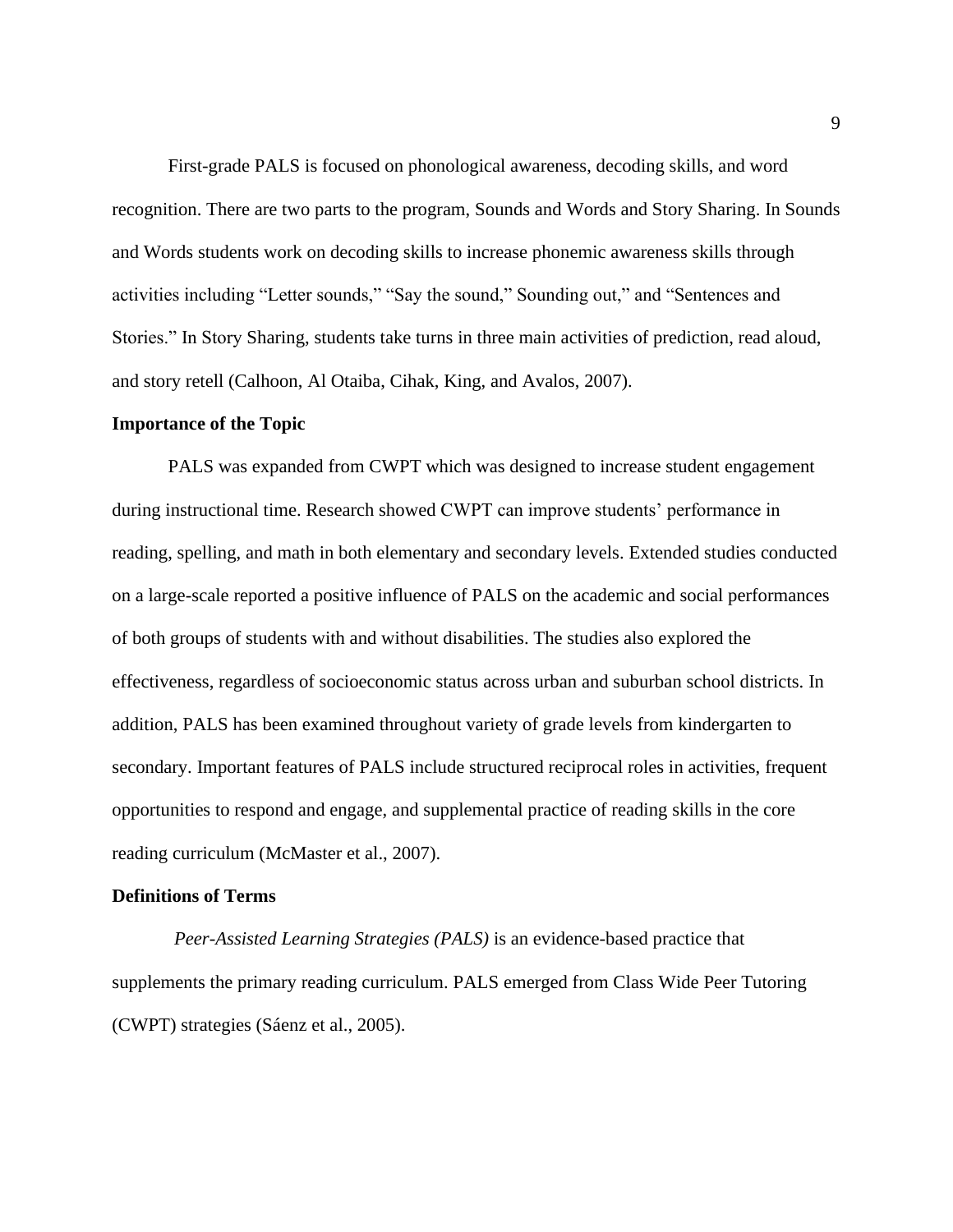First-grade PALS is focused on phonological awareness, decoding skills, and word recognition. There are two parts to the program, Sounds and Words and Story Sharing. In Sounds and Words students work on decoding skills to increase phonemic awareness skills through activities including "Letter sounds," "Say the sound," Sounding out," and "Sentences and Stories." In Story Sharing, students take turns in three main activities of prediction, read aloud, and story retell (Calhoon, Al Otaiba, Cihak, King, and Avalos, 2007).

**Importance of the Topic**

PALS was expanded from CWPT which was designed to increase student engagement during instructional time. Research showed CWPT can improve students' performance in reading, spelling, and math in both elementary and secondary levels. Extended studies conducted on a large-scale reported a positive influence of PALS on the academic and social performances of both groups of students with and without disabilities. The studies also explored the effectiveness, regardless of socioeconomic status across urban and suburban school districts. In addition, PALS has been examined throughout variety of grade levels from kindergarten to secondary. Important features of PALS include structured reciprocal roles in activities, frequent opportunities to respond and engage, and supplemental practice of reading skills in the core reading curriculum (McMaster et al., 2007).

**Definitions of Terms**

*Peer-Assisted Learning Strategies (PALS)* is an evidence-based practice that supplements the primary reading curriculum. PALS emerged from Class Wide Peer Tutoring (CWPT) strategies (Sáenz et al., 2005).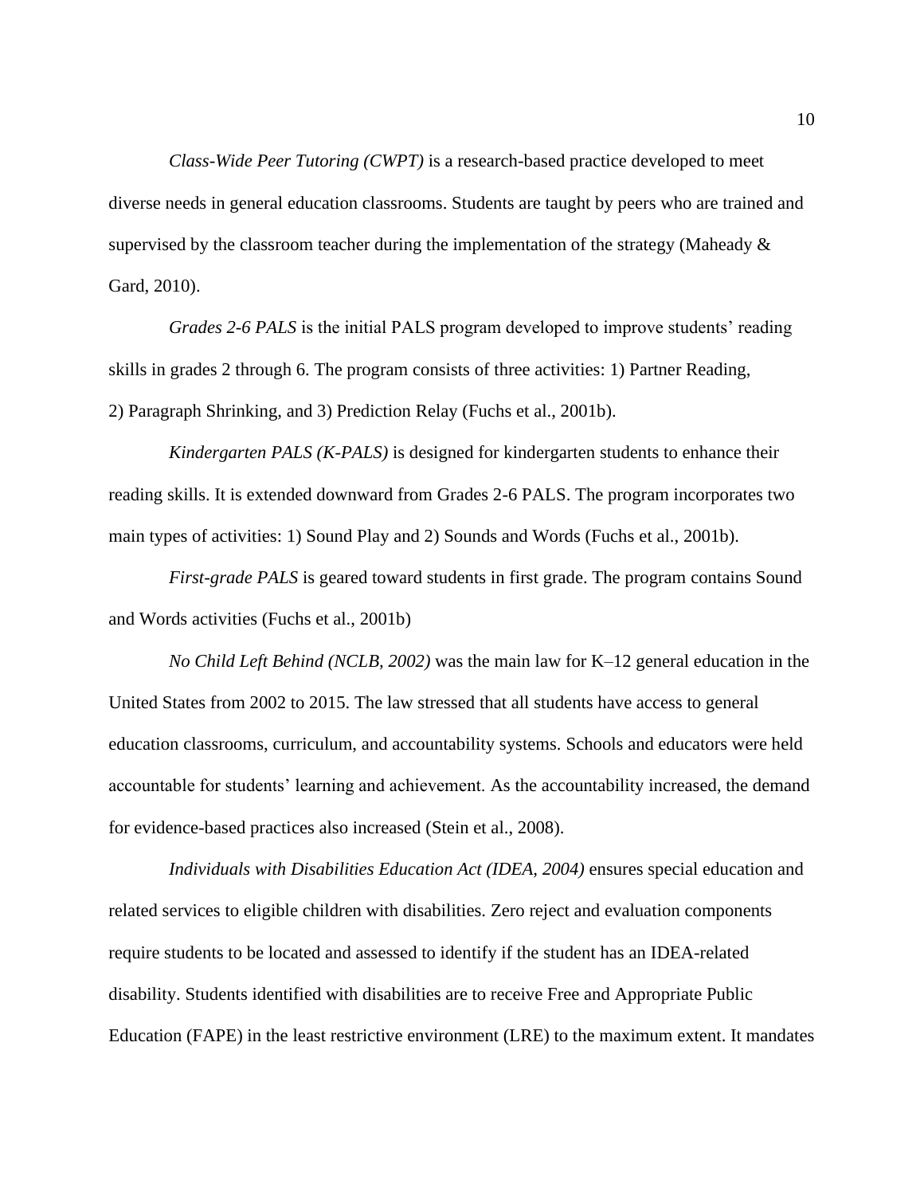*Class-Wide Peer Tutoring (CWPT)* is a research-based practice developed to meet diverse needs in general education classrooms. Students are taught by peers who are trained and supervised by the classroom teacher during the implementation of the strategy (Maheady & Gard, 2010).

*Grades 2-6 PALS* is the initial PALS program developed to improve students' reading skills in grades 2 through 6. The program consists of three activities: 1) Partner Reading, 2) Paragraph Shrinking, and 3) Prediction Relay (Fuchs et al., 2001b).

*Kindergarten PALS (K-PALS)* is designed for kindergarten students to enhance their reading skills. It is extended downward from Grades 2-6 PALS. The program incorporates two main types of activities: 1) Sound Play and 2) Sounds and Words (Fuchs et al., 2001b).

*First-grade PALS* is geared toward students in first grade. The program contains Sound and Words activities (Fuchs et al., 2001b)

*No Child Left Behind (NCLB, 2002)* was the main law for K–12 general education in the United States from 2002 to 2015. The law stressed that all students have access to general education classrooms, curriculum, and accountability systems. Schools and educators were held accountable for students' learning and achievement. As the accountability increased, the demand for evidence-based practices also increased (Stein et al., 2008).

*Individuals with Disabilities Education Act (IDEA, 2004)* ensures special education and related services to eligible children with disabilities. Zero reject and evaluation components require students to be located and assessed to identify if the student has an IDEA-related disability. Students identified with disabilities are to receive Free and Appropriate Public Education (FAPE) in the least restrictive environment (LRE) to the maximum extent. It mandates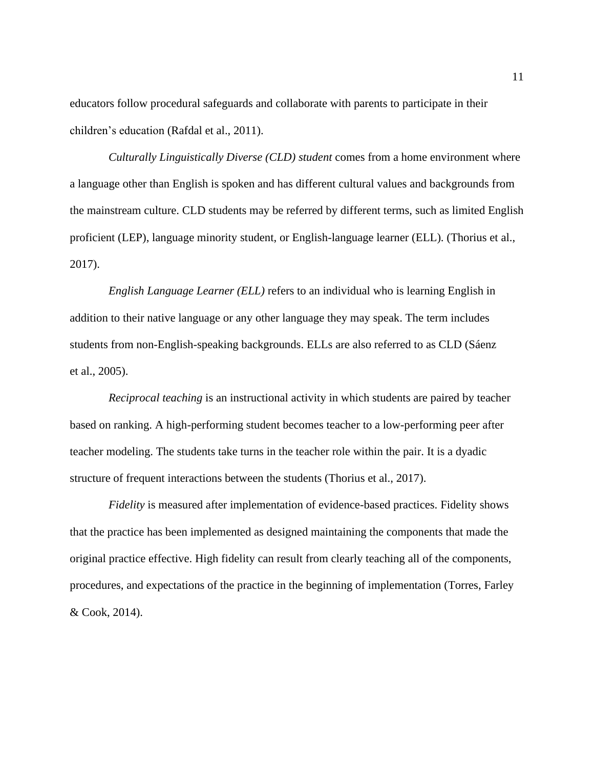educators follow procedural safeguards and collaborate with parents to participate in their children's education (Rafdal et al., 2011).

*Culturally Linguistically Diverse (CLD) student* comes from a home environment where a language other than English is spoken and has different cultural values and backgrounds from the mainstream culture. CLD students may be referred by different terms, such as limited English proficient (LEP), language minority student, or English-language learner (ELL). (Thorius et al., 2017).

*English Language Learner (ELL)* refers to an individual who is learning English in addition to their native language or any other language they may speak. The term includes students from non-English-speaking backgrounds. ELLs are also referred to as CLD (Sáenz et al., 2005).

*Reciprocal teaching* is an instructional activity in which students are paired by teacher based on ranking. A high-performing student becomes teacher to a low-performing peer after teacher modeling. The students take turns in the teacher role within the pair. It is a dyadic structure of frequent interactions between the students (Thorius et al., 2017).

*Fidelity* is measured after implementation of evidence-based practices. Fidelity shows that the practice has been implemented as designed maintaining the components that made the original practice effective. High fidelity can result from clearly teaching all of the components, procedures, and expectations of the practice in the beginning of implementation (Torres, Farley & Cook, 2014).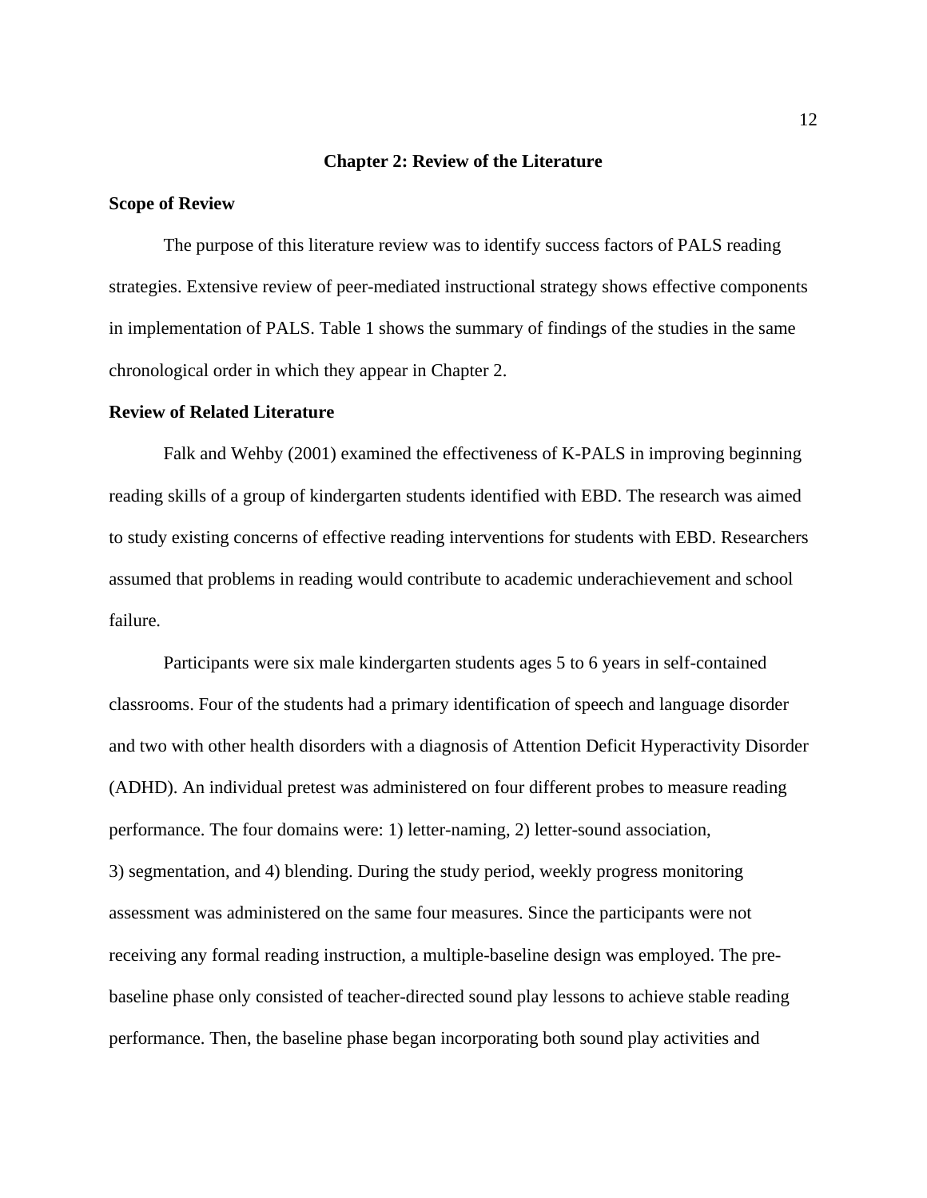# Chapter 2: Review of the Literature

## Scope of Review

The purpose of this literature review was to identify success factors of PALS reading strategies. Extensive review of peer-mediated instructional strategy shows effective components in implementation of PALS. Table 1 shows the summary of findings of the studies in the same chronological order in which they appear in Chapter 2.

## Review of Related Literature

Falk and Wehby (2001) examined the effectiveness of K-PALS in improving beginning reading skills of a group of kindergarten students identified with EBD. The research was aimed to study existing concerns of effective reading interventions for students with EBD. Researchers assumed that problems in reading would contribute to academic underachievement and school failure.

Participants were six male kindergarten students ages 5 to 6 years in self-contained classrooms. Four of the students had a primary identification of speech and language disorder and two with other health disorders with a diagnosis of Attention Deficit Hyperactivity Disorder (ADHD). An individual pretest was administered on four different probes to measure reading performance. The four domains were: 1) letter-naming, 2) letter-sound association, 3) segmentation, and 4) blending. During the study period, weekly progress monitoring assessment was administered on the same four measures. Since the participants were not receiving any formal reading instruction, a multiple-baseline design was employed. The pre-baseline phase only consisted of teacher-directed sound play lessons to achieve stable reading performance. Then, the baseline phase began incorporating both sound play activities and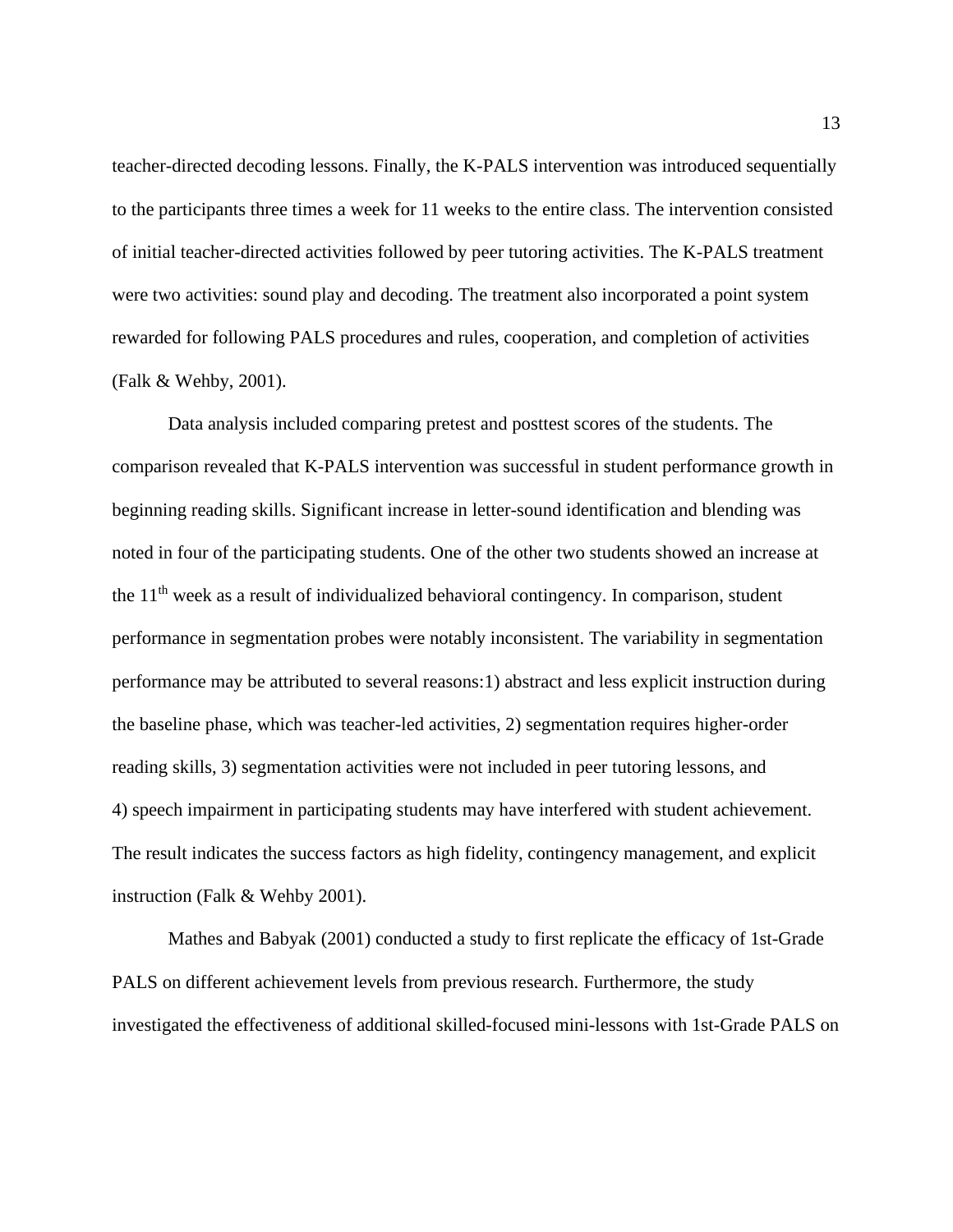teacher-directed decoding lessons. Finally, the K-PALS intervention was introduced sequentially to the participants three times a week for 11 weeks to the entire class. The intervention consisted of initial teacher-directed activities followed by peer tutoring activities. The K-PALS treatment were two activities: sound play and decoding. The treatment also incorporated a point system rewarded for following PALS procedures and rules, cooperation, and completion of activities (Falk & Wehby, 2001).

Data analysis included comparing pretest and posttest scores of the students. The comparison revealed that K-PALS intervention was successful in student performance growth in beginning reading skills. Significant increase in letter-sound identification and blending was noted in four of the participating students. One of the other two students showed an increase at the 11th week as a result of individualized behavioral contingency. In comparison, student performance in segmentation probes were notably inconsistent. The variability in segmentation performance may be attributed to several reasons:1) abstract and less explicit instruction during the baseline phase, which was teacher-led activities, 2) segmentation requires higher-order reading skills, 3) segmentation activities were not included in peer tutoring lessons, and 4) speech impairment in participating students may have interfered with student achievement. The result indicates the success factors as high fidelity, contingency management, and explicit instruction (Falk & Wehby 2001).

Mathes and Babyak (2001) conducted a study to first replicate the efficacy of 1st-Grade PALS on different achievement levels from previous research. Furthermore, the study investigated the effectiveness of additional skilled-focused mini-lessons with 1st-Grade PALS on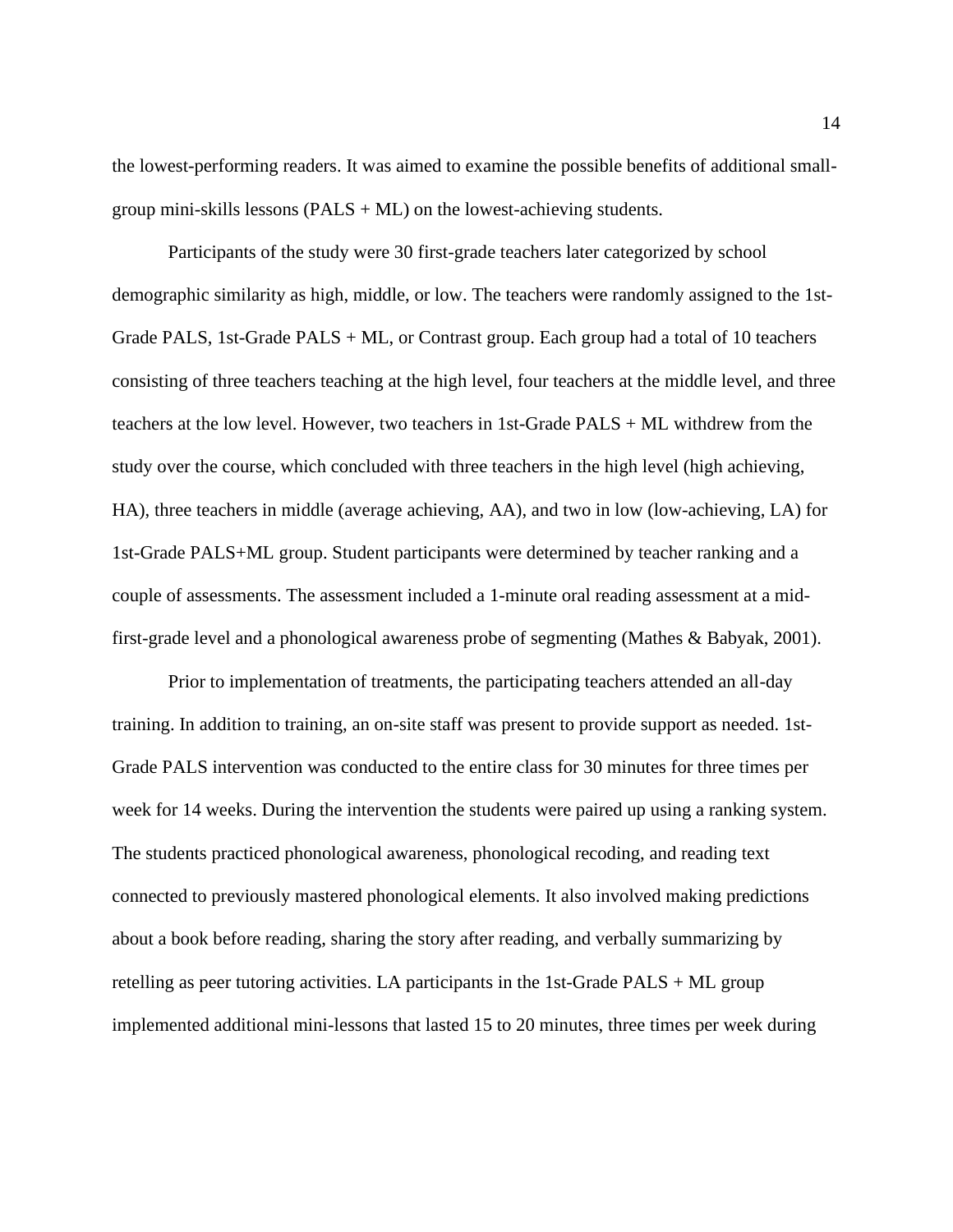the lowest-performing readers. It was aimed to examine the possible benefits of additional small-group mini-skills lessons (PALS + ML) on the lowest-achieving students.

Participants of the study were 30 first-grade teachers later categorized by school demographic similarity as high, middle, or low. The teachers were randomly assigned to the 1st-Grade PALS, 1st-Grade PALS + ML, or Contrast group. Each group had a total of 10 teachers consisting of three teachers teaching at the high level, four teachers at the middle level, and three teachers at the low level. However, two teachers in 1st-Grade PALS + ML withdrew from the study over the course, which concluded with three teachers in the high level (high achieving, HA), three teachers in middle (average achieving, AA), and two in low (low-achieving, LA) for 1st-Grade PALS+ML group. Student participants were determined by teacher ranking and a couple of assessments. The assessment included a 1-minute oral reading assessment at a mid-first-grade level and a phonological awareness probe of segmenting (Mathes & Babyak, 2001).

Prior to implementation of treatments, the participating teachers attended an all-day training. In addition to training, an on-site staff was present to provide support as needed. 1st-Grade PALS intervention was conducted to the entire class for 30 minutes for three times per week for 14 weeks. During the intervention the students were paired up using a ranking system. The students practiced phonological awareness, phonological recoding, and reading text connected to previously mastered phonological elements. It also involved making predictions about a book before reading, sharing the story after reading, and verbally summarizing by retelling as peer tutoring activities. LA participants in the 1st-Grade PALS + ML group implemented additional mini-lessons that lasted 15 to 20 minutes, three times per week during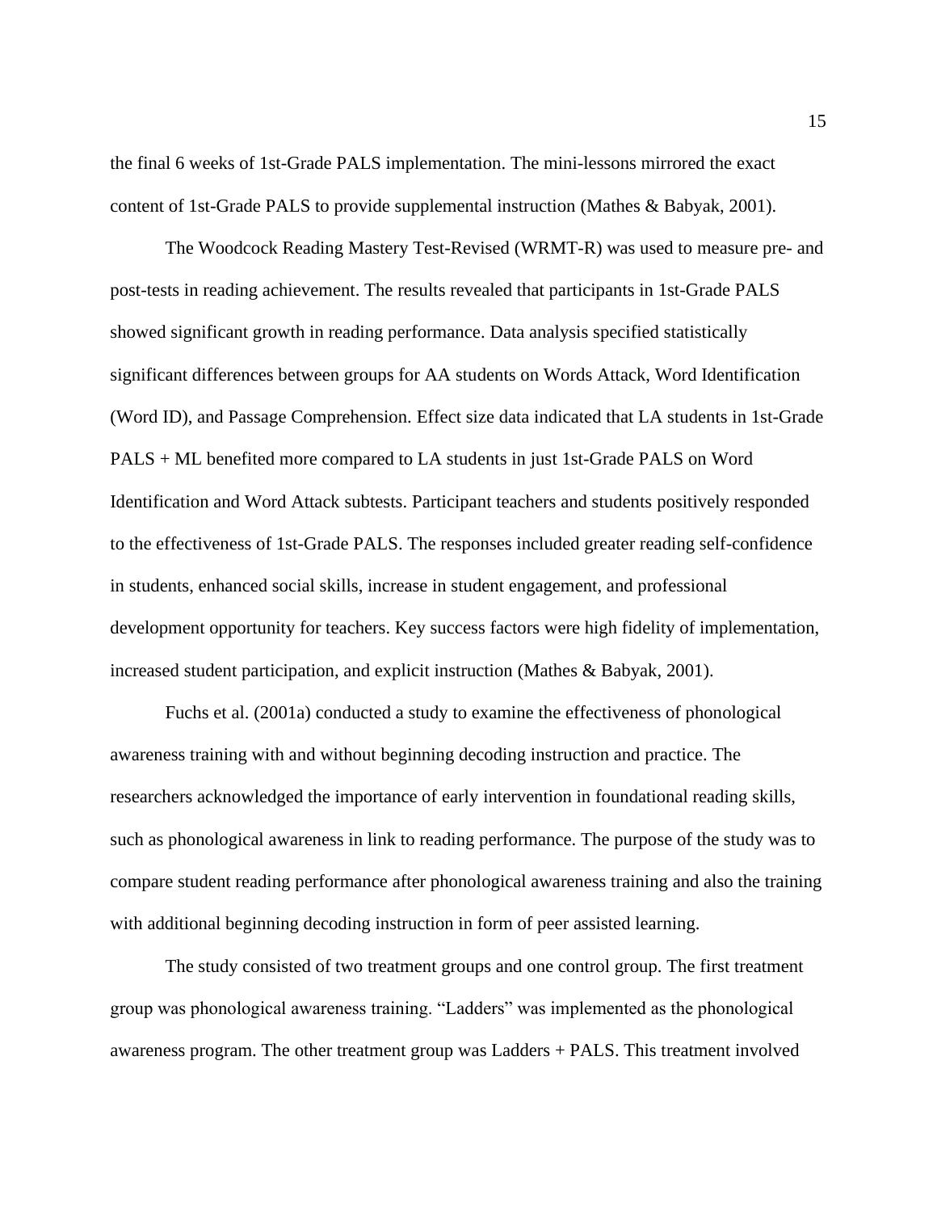the final 6 weeks of 1st-Grade PALS implementation. The mini-lessons mirrored the exact content of 1st-Grade PALS to provide supplemental instruction (Mathes & Babyak, 2001).

The Woodcock Reading Mastery Test-Revised (WRMT-R) was used to measure pre- and post-tests in reading achievement. The results revealed that participants in 1st-Grade PALS showed significant growth in reading performance. Data analysis specified statistically significant differences between groups for AA students on Words Attack, Word Identification (Word ID), and Passage Comprehension. Effect size data indicated that LA students in 1st-Grade PALS + ML benefited more compared to LA students in just 1st-Grade PALS on Word Identification and Word Attack subtests. Participant teachers and students positively responded to the effectiveness of 1st-Grade PALS. The responses included greater reading self-confidence in students, enhanced social skills, increase in student engagement, and professional development opportunity for teachers. Key success factors were high fidelity of implementation, increased student participation, and explicit instruction (Mathes & Babyak, 2001).

Fuchs et al. (2001a) conducted a study to examine the effectiveness of phonological awareness training with and without beginning decoding instruction and practice. The researchers acknowledged the importance of early intervention in foundational reading skills, such as phonological awareness in link to reading performance. The purpose of the study was to compare student reading performance after phonological awareness training and also the training with additional beginning decoding instruction in form of peer assisted learning.

The study consisted of two treatment groups and one control group. The first treatment group was phonological awareness training. "Ladders" was implemented as the phonological awareness program. The other treatment group was Ladders + PALS. This treatment involved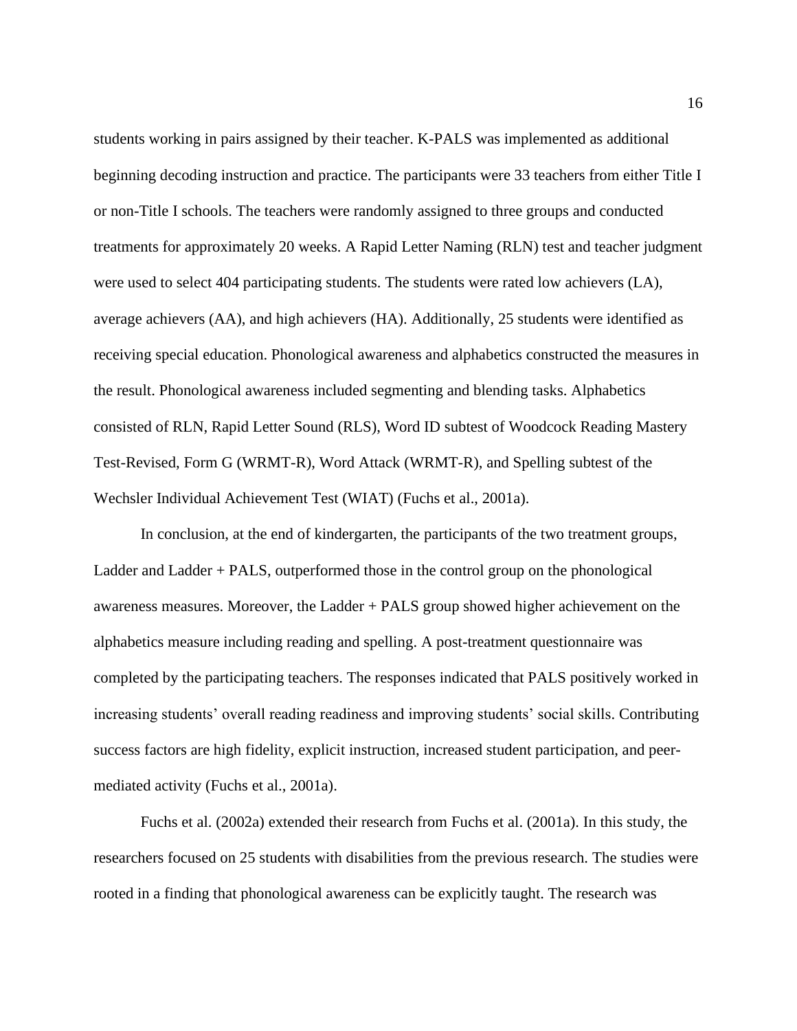students working in pairs assigned by their teacher. K-PALS was implemented as additional beginning decoding instruction and practice. The participants were 33 teachers from either Title I or non-Title I schools. The teachers were randomly assigned to three groups and conducted treatments for approximately 20 weeks. A Rapid Letter Naming (RLN) test and teacher judgment were used to select 404 participating students. The students were rated low achievers (LA), average achievers (AA), and high achievers (HA). Additionally, 25 students were identified as receiving special education. Phonological awareness and alphabetics constructed the measures in the result. Phonological awareness included segmenting and blending tasks. Alphabetics consisted of RLN, Rapid Letter Sound (RLS), Word ID subtest of Woodcock Reading Mastery Test-Revised, Form G (WRMT-R), Word Attack (WRMT-R), and Spelling subtest of the Wechsler Individual Achievement Test (WIAT) (Fuchs et al., 2001a).

In conclusion, at the end of kindergarten, the participants of the two treatment groups, Ladder and Ladder + PALS, outperformed those in the control group on the phonological awareness measures. Moreover, the Ladder + PALS group showed higher achievement on the alphabetics measure including reading and spelling. A post-treatment questionnaire was completed by the participating teachers. The responses indicated that PALS positively worked in increasing students' overall reading readiness and improving students' social skills. Contributing success factors are high fidelity, explicit instruction, increased student participation, and peer-mediated activity (Fuchs et al., 2001a).

Fuchs et al. (2002a) extended their research from Fuchs et al. (2001a). In this study, the researchers focused on 25 students with disabilities from the previous research. The studies were rooted in a finding that phonological awareness can be explicitly taught. The research was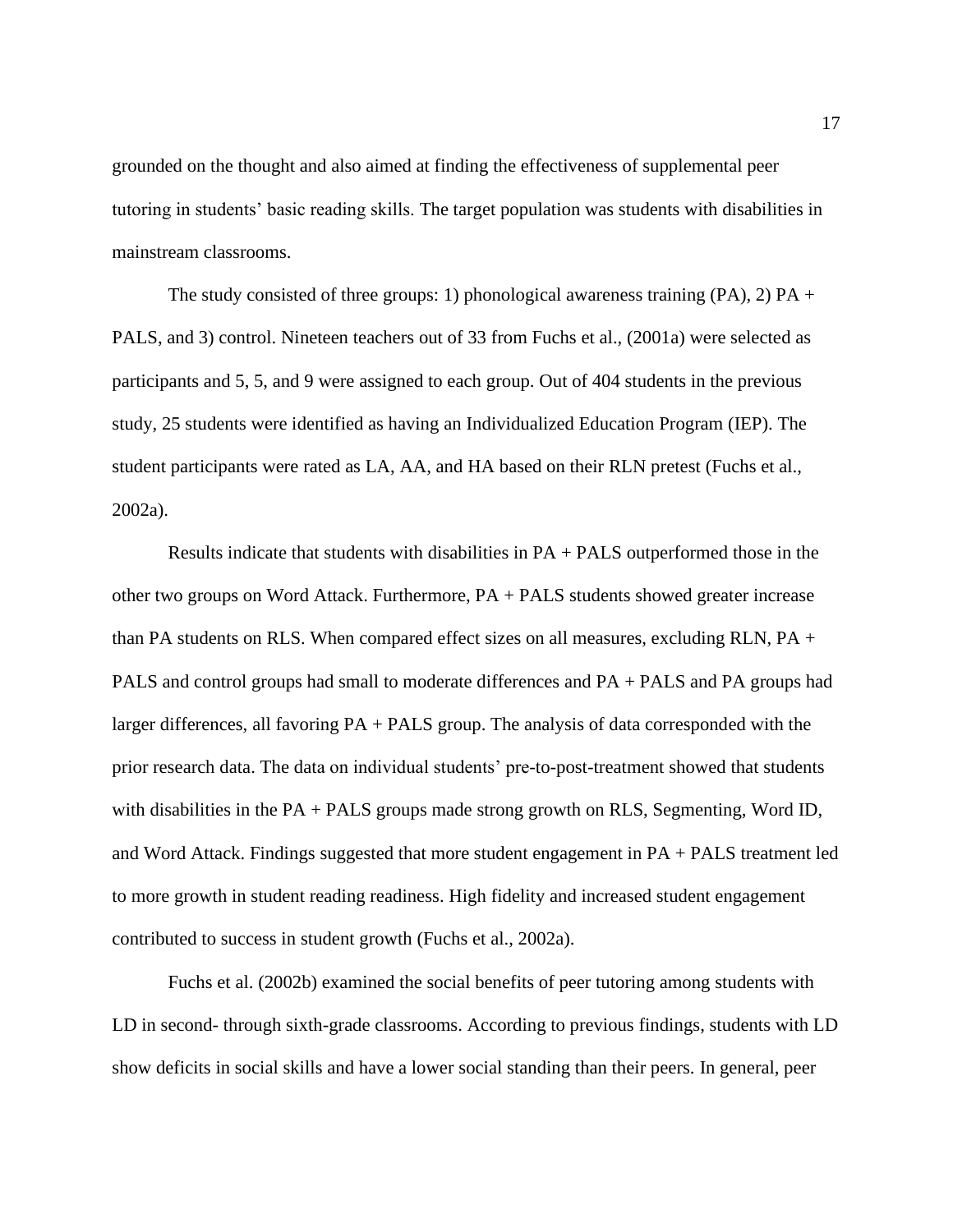grounded on the thought and also aimed at finding the effectiveness of supplemental peer tutoring in students' basic reading skills. The target population was students with disabilities in mainstream classrooms.

The study consisted of three groups: 1) phonological awareness training (PA), 2) PA + PALS, and 3) control. Nineteen teachers out of 33 from Fuchs et al., (2001a) were selected as participants and 5, 5, and 9 were assigned to each group. Out of 404 students in the previous study, 25 students were identified as having an Individualized Education Program (IEP). The student participants were rated as LA, AA, and HA based on their RLN pretest (Fuchs et al., 2002a).

Results indicate that students with disabilities in PA + PALS outperformed those in the other two groups on Word Attack. Furthermore, PA + PALS students showed greater increase than PA students on RLS. When compared effect sizes on all measures, excluding RLN, PA + PALS and control groups had small to moderate differences and PA + PALS and PA groups had larger differences, all favoring PA + PALS group. The analysis of data corresponded with the prior research data. The data on individual students' pre-to-post-treatment showed that students with disabilities in the PA + PALS groups made strong growth on RLS, Segmenting, Word ID, and Word Attack. Findings suggested that more student engagement in PA + PALS treatment led to more growth in student reading readiness. High fidelity and increased student engagement contributed to success in student growth (Fuchs et al., 2002a).

Fuchs et al. (2002b) examined the social benefits of peer tutoring among students with LD in second- through sixth-grade classrooms. According to previous findings, students with LD show deficits in social skills and have a lower social standing than their peers. In general, peer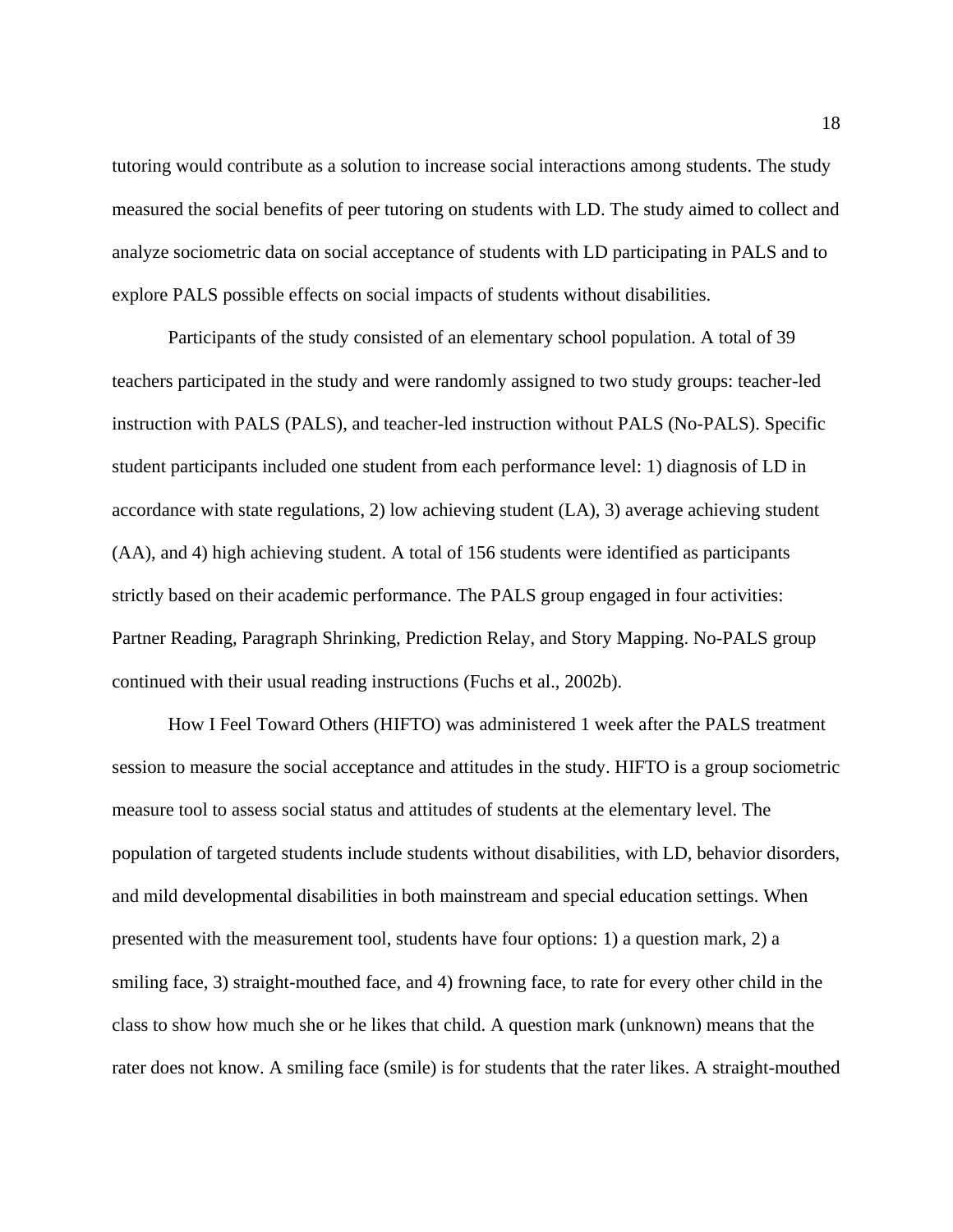tutoring would contribute as a solution to increase social interactions among students. The study measured the social benefits of peer tutoring on students with LD. The study aimed to collect and analyze sociometric data on social acceptance of students with LD participating in PALS and to explore PALS possible effects on social impacts of students without disabilities.

Participants of the study consisted of an elementary school population. A total of 39 teachers participated in the study and were randomly assigned to two study groups: teacher-led instruction with PALS (PALS), and teacher-led instruction without PALS (No-PALS). Specific student participants included one student from each performance level: 1) diagnosis of LD in accordance with state regulations, 2) low achieving student (LA), 3) average achieving student (AA), and 4) high achieving student. A total of 156 students were identified as participants strictly based on their academic performance. The PALS group engaged in four activities: Partner Reading, Paragraph Shrinking, Prediction Relay, and Story Mapping. No-PALS group continued with their usual reading instructions (Fuchs et al., 2002b).

How I Feel Toward Others (HIFTO) was administered 1 week after the PALS treatment session to measure the social acceptance and attitudes in the study. HIFTO is a group sociometric measure tool to assess social status and attitudes of students at the elementary level. The population of targeted students include students without disabilities, with LD, behavior disorders, and mild developmental disabilities in both mainstream and special education settings. When presented with the measurement tool, students have four options: 1) a question mark, 2) a smiling face, 3) straight-mouthed face, and 4) frowning face, to rate for every other child in the class to show how much she or he likes that child. A question mark (unknown) means that the rater does not know. A smiling face (smile) is for students that the rater likes. A straight-mouthed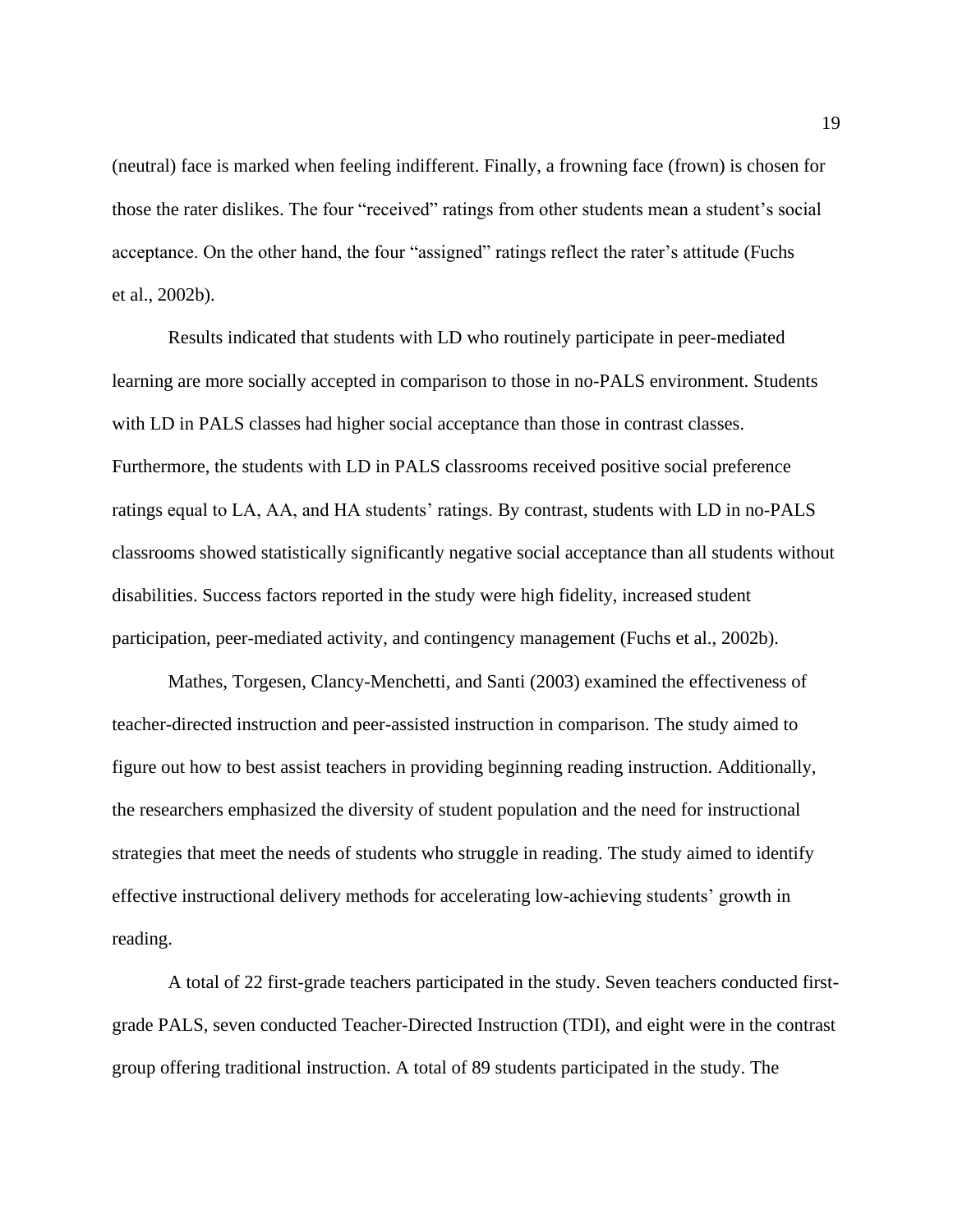(neutral) face is marked when feeling indifferent. Finally, a frowning face (frown) is chosen for those the rater dislikes. The four "received" ratings from other students mean a student's social acceptance. On the other hand, the four "assigned" ratings reflect the rater's attitude (Fuchs et al., 2002b).

Results indicated that students with LD who routinely participate in peer-mediated learning are more socially accepted in comparison to those in no-PALS environment. Students with LD in PALS classes had higher social acceptance than those in contrast classes. Furthermore, the students with LD in PALS classrooms received positive social preference ratings equal to LA, AA, and HA students' ratings. By contrast, students with LD in no-PALS classrooms showed statistically significantly negative social acceptance than all students without disabilities. Success factors reported in the study were high fidelity, increased student participation, peer-mediated activity, and contingency management (Fuchs et al., 2002b).

Mathes, Torgesen, Clancy-Menchetti, and Santi (2003) examined the effectiveness of teacher-directed instruction and peer-assisted instruction in comparison. The study aimed to figure out how to best assist teachers in providing beginning reading instruction. Additionally, the researchers emphasized the diversity of student population and the need for instructional strategies that meet the needs of students who struggle in reading. The study aimed to identify effective instructional delivery methods for accelerating low-achieving students' growth in reading.

A total of 22 first-grade teachers participated in the study. Seven teachers conducted first-grade PALS, seven conducted Teacher-Directed Instruction (TDI), and eight were in the contrast group offering traditional instruction. A total of 89 students participated in the study. The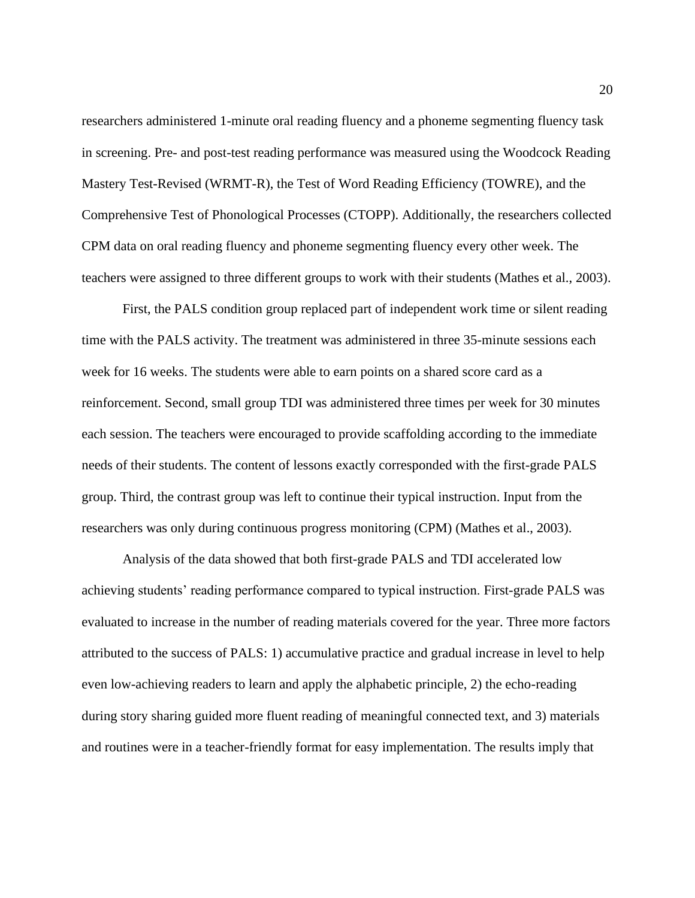researchers administered 1-minute oral reading fluency and a phoneme segmenting fluency task in screening. Pre- and post-test reading performance was measured using the Woodcock Reading Mastery Test-Revised (WRMT-R), the Test of Word Reading Efficiency (TOWRE), and the Comprehensive Test of Phonological Processes (CTOPP). Additionally, the researchers collected CPM data on oral reading fluency and phoneme segmenting fluency every other week. The teachers were assigned to three different groups to work with their students (Mathes et al., 2003).

First, the PALS condition group replaced part of independent work time or silent reading time with the PALS activity. The treatment was administered in three 35-minute sessions each week for 16 weeks. The students were able to earn points on a shared score card as a reinforcement. Second, small group TDI was administered three times per week for 30 minutes each session. The teachers were encouraged to provide scaffolding according to the immediate needs of their students. The content of lessons exactly corresponded with the first-grade PALS group. Third, the contrast group was left to continue their typical instruction. Input from the researchers was only during continuous progress monitoring (CPM) (Mathes et al., 2003).

Analysis of the data showed that both first-grade PALS and TDI accelerated low achieving students' reading performance compared to typical instruction. First-grade PALS was evaluated to increase in the number of reading materials covered for the year. Three more factors attributed to the success of PALS: 1) accumulative practice and gradual increase in level to help even low-achieving readers to learn and apply the alphabetic principle, 2) the echo-reading during story sharing guided more fluent reading of meaningful connected text, and 3) materials and routines were in a teacher-friendly format for easy implementation. The results imply that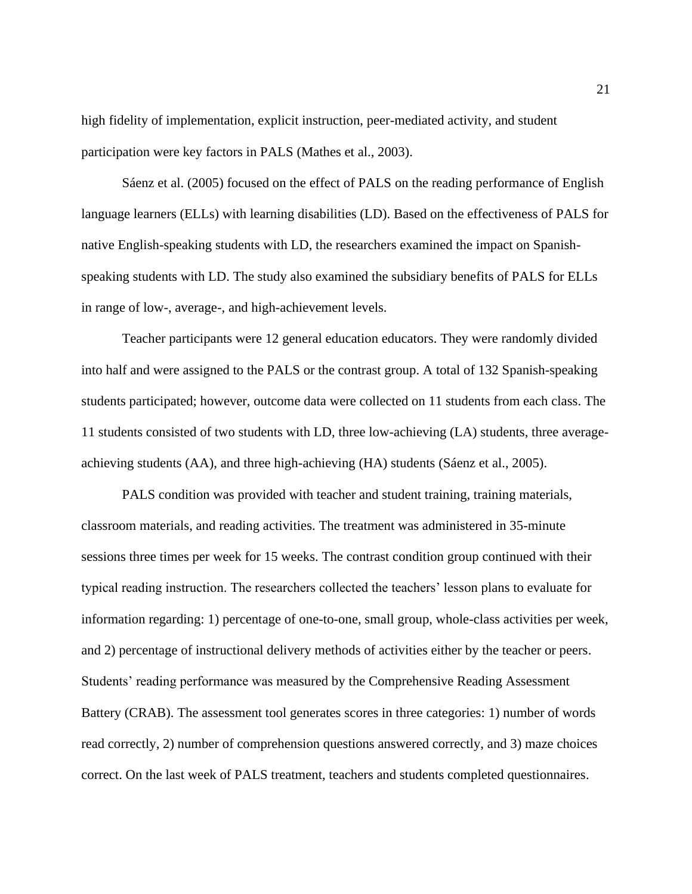high fidelity of implementation, explicit instruction, peer-mediated activity, and student participation were key factors in PALS (Mathes et al., 2003).

Sáenz et al. (2005) focused on the effect of PALS on the reading performance of English language learners (ELLs) with learning disabilities (LD). Based on the effectiveness of PALS for native English-speaking students with LD, the researchers examined the impact on Spanish-speaking students with LD. The study also examined the subsidiary benefits of PALS for ELLs in range of low-, average-, and high-achievement levels.

Teacher participants were 12 general education educators. They were randomly divided into half and were assigned to the PALS or the contrast group. A total of 132 Spanish-speaking students participated; however, outcome data were collected on 11 students from each class. The 11 students consisted of two students with LD, three low-achieving (LA) students, three average-achieving students (AA), and three high-achieving (HA) students (Sáenz et al., 2005).

PALS condition was provided with teacher and student training, training materials, classroom materials, and reading activities. The treatment was administered in 35-minute sessions three times per week for 15 weeks. The contrast condition group continued with their typical reading instruction. The researchers collected the teachers' lesson plans to evaluate for information regarding: 1) percentage of one-to-one, small group, whole-class activities per week, and 2) percentage of instructional delivery methods of activities either by the teacher or peers. Students' reading performance was measured by the Comprehensive Reading Assessment Battery (CRAB). The assessment tool generates scores in three categories: 1) number of words read correctly, 2) number of comprehension questions answered correctly, and 3) maze choices correct. On the last week of PALS treatment, teachers and students completed questionnaires.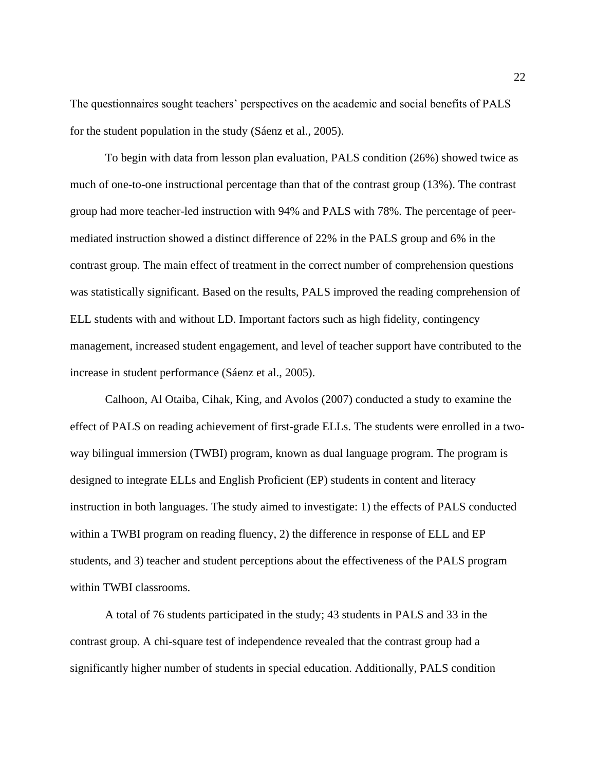The questionnaires sought teachers' perspectives on the academic and social benefits of PALS for the student population in the study (Sáenz et al., 2005).

To begin with data from lesson plan evaluation, PALS condition (26%) showed twice as much of one-to-one instructional percentage than that of the contrast group (13%). The contrast group had more teacher-led instruction with 94% and PALS with 78%. The percentage of peer-mediated instruction showed a distinct difference of 22% in the PALS group and 6% in the contrast group. The main effect of treatment in the correct number of comprehension questions was statistically significant. Based on the results, PALS improved the reading comprehension of ELL students with and without LD. Important factors such as high fidelity, contingency management, increased student engagement, and level of teacher support have contributed to the increase in student performance (Sáenz et al., 2005).

Calhoon, Al Otaiba, Cihak, King, and Avolos (2007) conducted a study to examine the effect of PALS on reading achievement of first-grade ELLs. The students were enrolled in a two-way bilingual immersion (TWBI) program, known as dual language program. The program is designed to integrate ELLs and English Proficient (EP) students in content and literacy instruction in both languages. The study aimed to investigate: 1) the effects of PALS conducted within a TWBI program on reading fluency, 2) the difference in response of ELL and EP students, and 3) teacher and student perceptions about the effectiveness of the PALS program within TWBI classrooms.

A total of 76 students participated in the study; 43 students in PALS and 33 in the contrast group. A chi-square test of independence revealed that the contrast group had a significantly higher number of students in special education. Additionally, PALS condition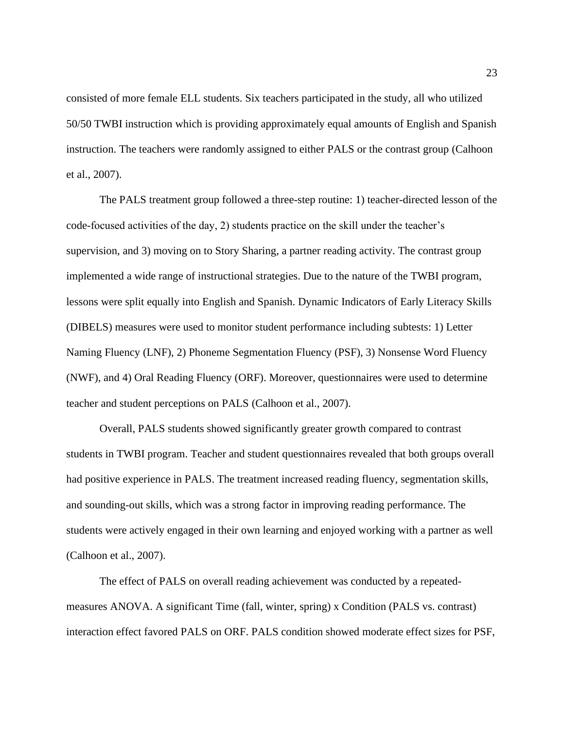consisted of more female ELL students. Six teachers participated in the study, all who utilized 50/50 TWBI instruction which is providing approximately equal amounts of English and Spanish instruction. The teachers were randomly assigned to either PALS or the contrast group (Calhoon et al., 2007).

The PALS treatment group followed a three-step routine: 1) teacher-directed lesson of the code-focused activities of the day, 2) students practice on the skill under the teacher's supervision, and 3) moving on to Story Sharing, a partner reading activity. The contrast group implemented a wide range of instructional strategies. Due to the nature of the TWBI program, lessons were split equally into English and Spanish. Dynamic Indicators of Early Literacy Skills (DIBELS) measures were used to monitor student performance including subtests: 1) Letter Naming Fluency (LNF), 2) Phoneme Segmentation Fluency (PSF), 3) Nonsense Word Fluency (NWF), and 4) Oral Reading Fluency (ORF). Moreover, questionnaires were used to determine teacher and student perceptions on PALS (Calhoon et al., 2007).

Overall, PALS students showed significantly greater growth compared to contrast students in TWBI program. Teacher and student questionnaires revealed that both groups overall had positive experience in PALS. The treatment increased reading fluency, segmentation skills, and sounding-out skills, which was a strong factor in improving reading performance. The students were actively engaged in their own learning and enjoyed working with a partner as well (Calhoon et al., 2007).

The effect of PALS on overall reading achievement was conducted by a repeated-measures ANOVA. A significant Time (fall, winter, spring) x Condition (PALS vs. contrast) interaction effect favored PALS on ORF. PALS condition showed moderate effect sizes for PSF,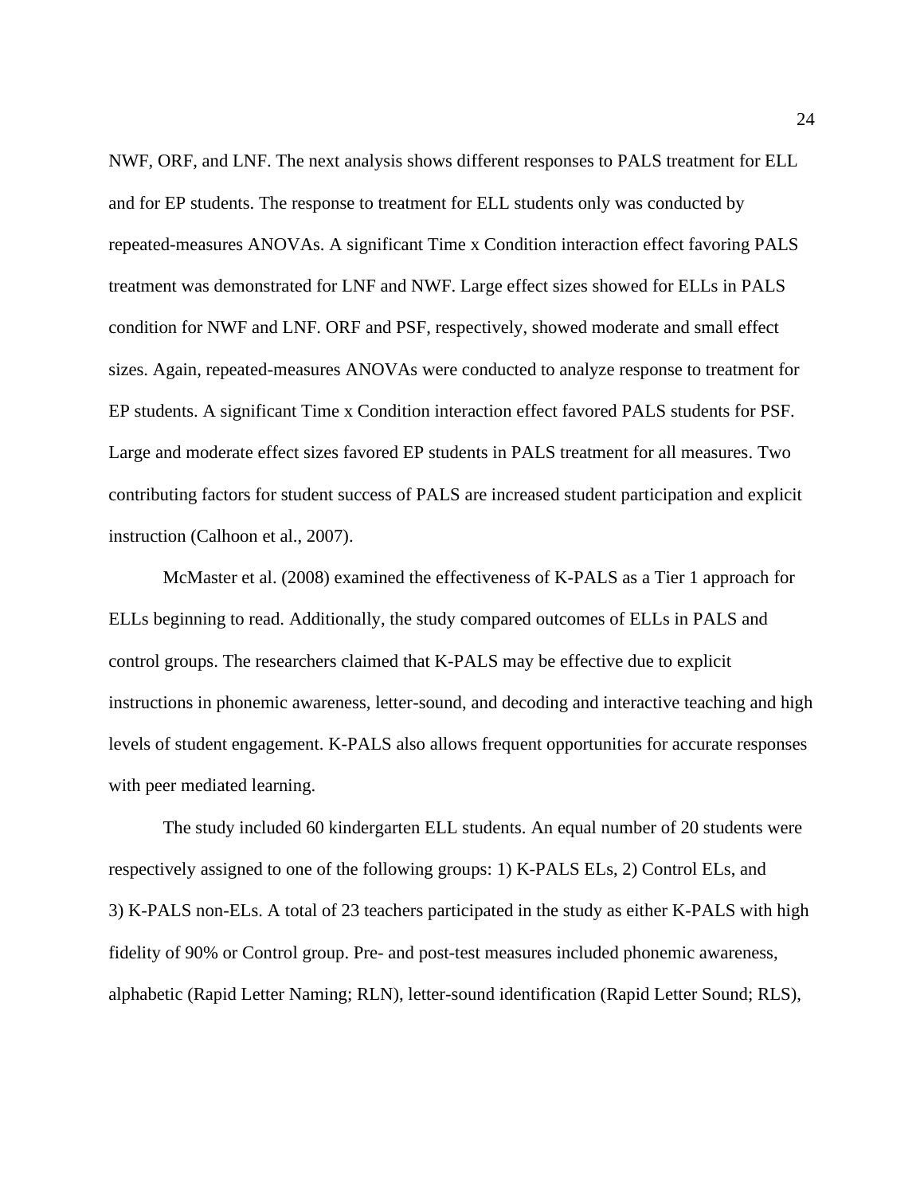NWF, ORF, and LNF. The next analysis shows different responses to PALS treatment for ELL and for EP students. The response to treatment for ELL students only was conducted by repeated-measures ANOVAs. A significant Time x Condition interaction effect favoring PALS treatment was demonstrated for LNF and NWF. Large effect sizes showed for ELLs in PALS condition for NWF and LNF. ORF and PSF, respectively, showed moderate and small effect sizes. Again, repeated-measures ANOVAs were conducted to analyze response to treatment for EP students. A significant Time x Condition interaction effect favored PALS students for PSF. Large and moderate effect sizes favored EP students in PALS treatment for all measures. Two contributing factors for student success of PALS are increased student participation and explicit instruction (Calhoon et al., 2007).

McMaster et al. (2008) examined the effectiveness of K-PALS as a Tier 1 approach for ELLs beginning to read. Additionally, the study compared outcomes of ELLs in PALS and control groups. The researchers claimed that K-PALS may be effective due to explicit instructions in phonemic awareness, letter-sound, and decoding and interactive teaching and high levels of student engagement. K-PALS also allows frequent opportunities for accurate responses with peer mediated learning.

The study included 60 kindergarten ELL students. An equal number of 20 students were respectively assigned to one of the following groups: 1) K-PALS ELs, 2) Control ELs, and 3) K-PALS non-ELs. A total of 23 teachers participated in the study as either K-PALS with high fidelity of 90% or Control group. Pre- and post-test measures included phonemic awareness, alphabetic (Rapid Letter Naming; RLN), letter-sound identification (Rapid Letter Sound; RLS),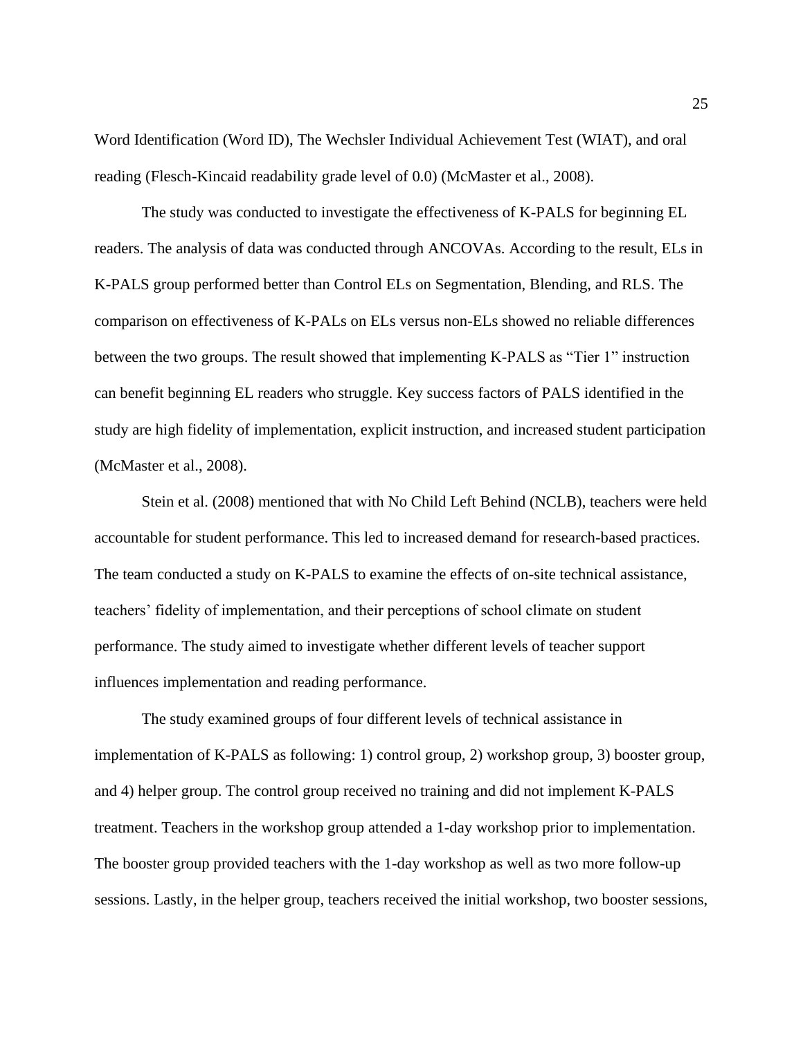Word Identification (Word ID), The Wechsler Individual Achievement Test (WIAT), and oral reading (Flesch-Kincaid readability grade level of 0.0) (McMaster et al., 2008).

The study was conducted to investigate the effectiveness of K-PALS for beginning EL readers. The analysis of data was conducted through ANCOVAs. According to the result, ELs in K-PALS group performed better than Control ELs on Segmentation, Blending, and RLS. The comparison on effectiveness of K-PALs on ELs versus non-ELs showed no reliable differences between the two groups. The result showed that implementing K-PALS as "Tier 1" instruction can benefit beginning EL readers who struggle. Key success factors of PALS identified in the study are high fidelity of implementation, explicit instruction, and increased student participation (McMaster et al., 2008).

Stein et al. (2008) mentioned that with No Child Left Behind (NCLB), teachers were held accountable for student performance. This led to increased demand for research-based practices. The team conducted a study on K-PALS to examine the effects of on-site technical assistance, teachers' fidelity of implementation, and their perceptions of school climate on student performance. The study aimed to investigate whether different levels of teacher support influences implementation and reading performance.

The study examined groups of four different levels of technical assistance in implementation of K-PALS as following: 1) control group, 2) workshop group, 3) booster group, and 4) helper group. The control group received no training and did not implement K-PALS treatment. Teachers in the workshop group attended a 1-day workshop prior to implementation. The booster group provided teachers with the 1-day workshop as well as two more follow-up sessions. Lastly, in the helper group, teachers received the initial workshop, two booster sessions,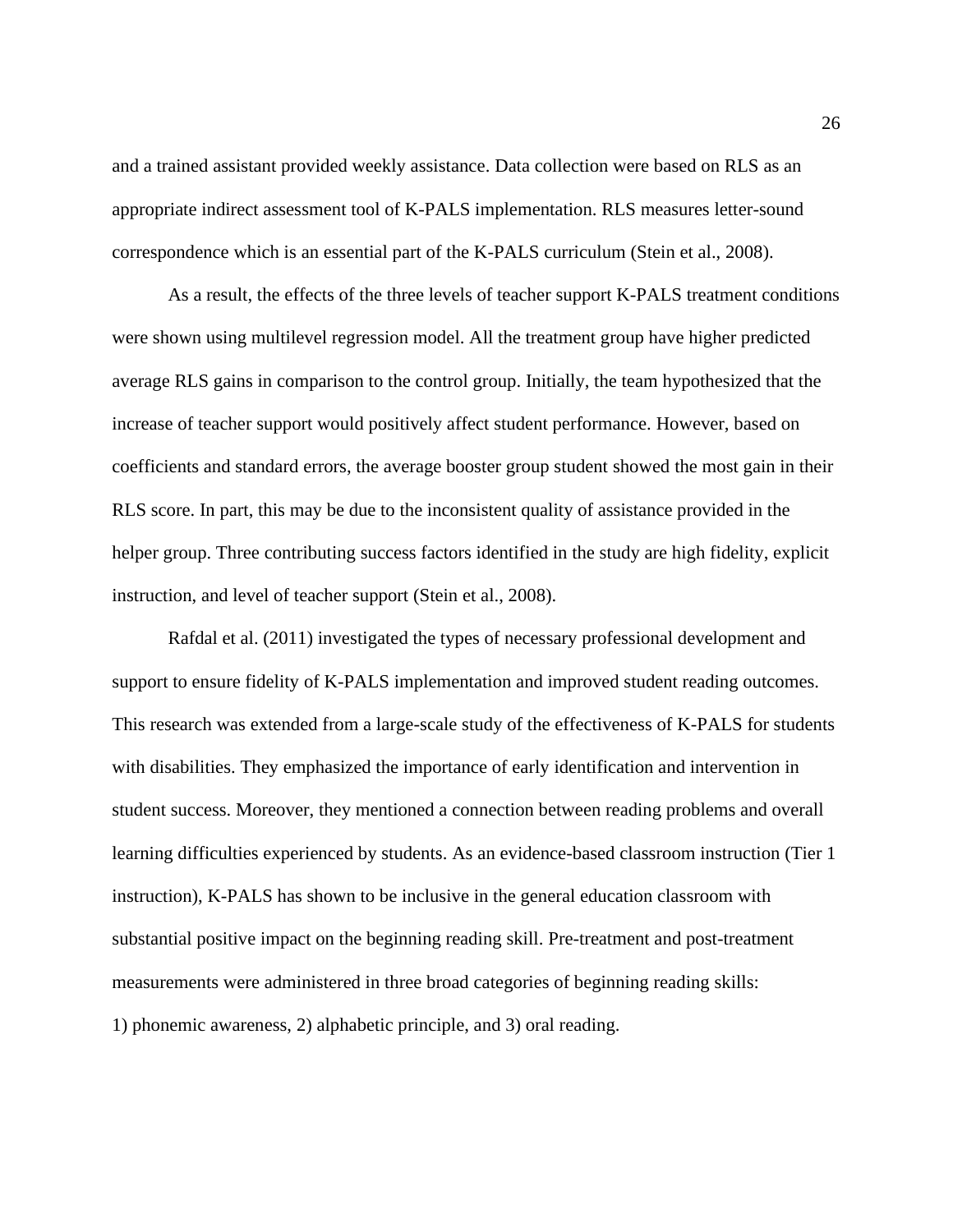and a trained assistant provided weekly assistance. Data collection were based on RLS as an appropriate indirect assessment tool of K-PALS implementation. RLS measures letter-sound correspondence which is an essential part of the K-PALS curriculum (Stein et al., 2008).

As a result, the effects of the three levels of teacher support K-PALS treatment conditions were shown using multilevel regression model. All the treatment group have higher predicted average RLS gains in comparison to the control group. Initially, the team hypothesized that the increase of teacher support would positively affect student performance. However, based on coefficients and standard errors, the average booster group student showed the most gain in their RLS score. In part, this may be due to the inconsistent quality of assistance provided in the helper group. Three contributing success factors identified in the study are high fidelity, explicit instruction, and level of teacher support (Stein et al., 2008).

Rafdal et al. (2011) investigated the types of necessary professional development and support to ensure fidelity of K-PALS implementation and improved student reading outcomes. This research was extended from a large-scale study of the effectiveness of K-PALS for students with disabilities. They emphasized the importance of early identification and intervention in student success. Moreover, they mentioned a connection between reading problems and overall learning difficulties experienced by students. As an evidence-based classroom instruction (Tier 1 instruction), K-PALS has shown to be inclusive in the general education classroom with substantial positive impact on the beginning reading skill. Pre-treatment and post-treatment measurements were administered in three broad categories of beginning reading skills:
1) phonemic awareness, 2) alphabetic principle, and 3) oral reading.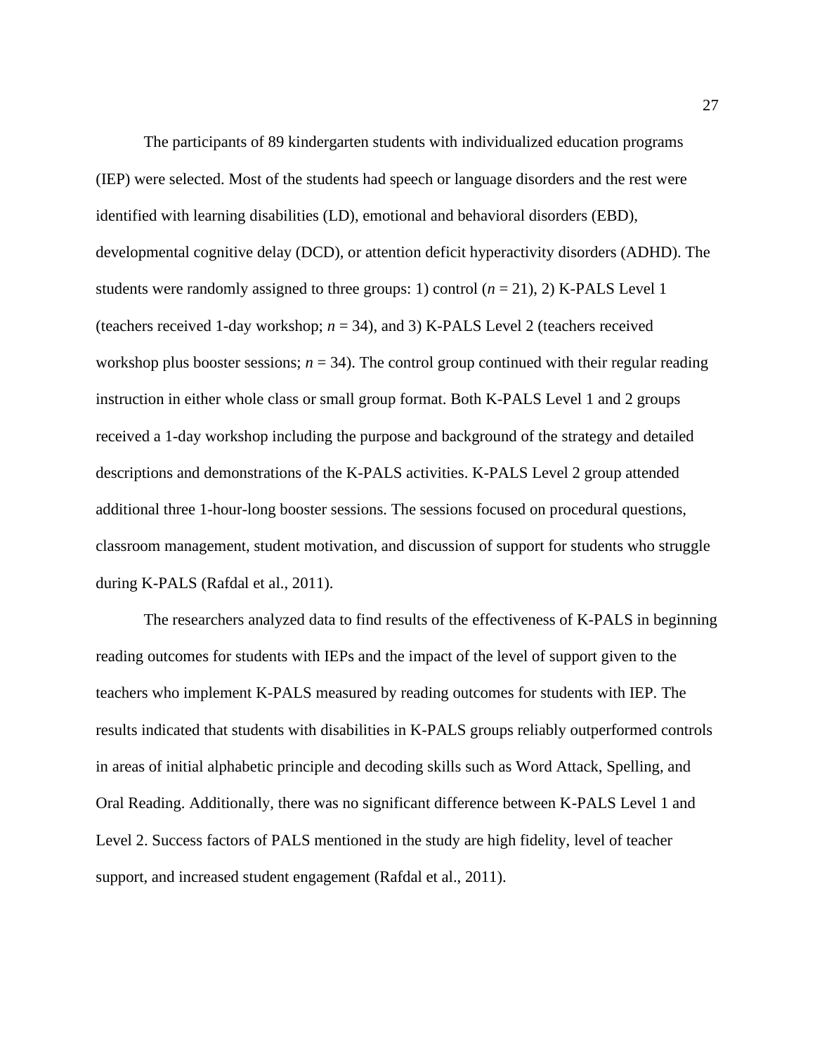The participants of 89 kindergarten students with individualized education programs (IEP) were selected. Most of the students had speech or language disorders and the rest were identified with learning disabilities (LD), emotional and behavioral disorders (EBD), developmental cognitive delay (DCD), or attention deficit hyperactivity disorders (ADHD). The students were randomly assigned to three groups: 1) control ($n = 21$), 2) K-PALS Level 1 (teachers received 1-day workshop; $n = 34$), and 3) K-PALS Level 2 (teachers received workshop plus booster sessions; $n = 34$). The control group continued with their regular reading instruction in either whole class or small group format. Both K-PALS Level 1 and 2 groups received a 1-day workshop including the purpose and background of the strategy and detailed descriptions and demonstrations of the K-PALS activities. K-PALS Level 2 group attended additional three 1-hour-long booster sessions. The sessions focused on procedural questions, classroom management, student motivation, and discussion of support for students who struggle during K-PALS (Rafdal et al., 2011).

The researchers analyzed data to find results of the effectiveness of K-PALS in beginning reading outcomes for students with IEPs and the impact of the level of support given to the teachers who implement K-PALS measured by reading outcomes for students with IEP. The results indicated that students with disabilities in K-PALS groups reliably outperformed controls in areas of initial alphabetic principle and decoding skills such as Word Attack, Spelling, and Oral Reading. Additionally, there was no significant difference between K-PALS Level 1 and Level 2. Success factors of PALS mentioned in the study are high fidelity, level of teacher support, and increased student engagement (Rafdal et al., 2011).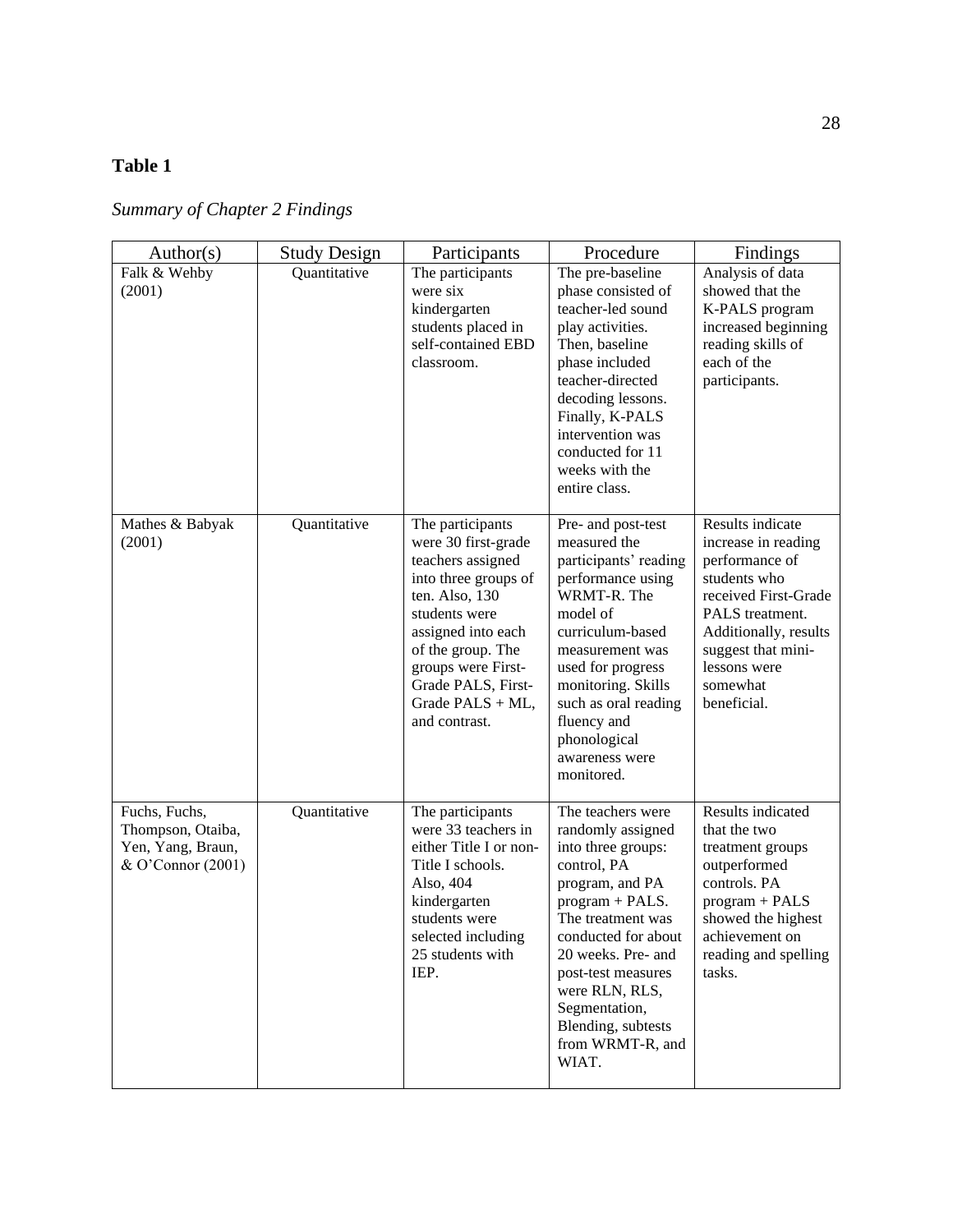**Table 1**

*Summary of Chapter 2 Findings*

| Author(s) | Study Design | Participants | Procedure | Findings |
|---|---|---|---|---|
| Falk & Wehby (2001) | Quantitative | The participants were six kindergarten students placed in self-contained EBD classroom. | The pre-baseline phase consisted of teacher-led sound play activities. Then, baseline phase included teacher-directed decoding lessons. Finally, K-PALS intervention was conducted for 11 weeks with the entire class. | Analysis of data showed that the K-PALS program increased beginning reading skills of each of the participants. |
| Mathes & Babyak (2001) | Quantitative | The participants were 30 first-grade teachers assigned into three groups of ten. Also, 130 students were assigned into each of the group. The groups were First-Grade PALS, First-Grade PALS + ML, and contrast. | Pre- and post-test measured the participants' reading performance using WRMT-R. The model of curriculum-based measurement was used for progress monitoring. Skills such as oral reading fluency and phonological awareness were monitored. | Results indicate increase in reading performance of students who received First-Grade PALS treatment. Additionally, results suggest that mini-lessons were somewhat beneficial. |
| Fuchs, Fuchs, Thompson, Otaiba, Yen, Yang, Braun, & O'Connor (2001) | Quantitative | The participants were 33 teachers in either Title I or non-Title I schools. Also, 404 kindergarten students were selected including 25 students with IEP. | The teachers were randomly assigned into three groups: control, PA program, and PA program + PALS. The treatment was conducted for about 20 weeks. Pre- and post-test measures were RLN, RLS, Segmentation, Blending, subtests from WRMT-R, and WIAT. | Results indicated that the two treatment groups outperformed controls. PA program + PALS showed the highest achievement on reading and spelling tasks. |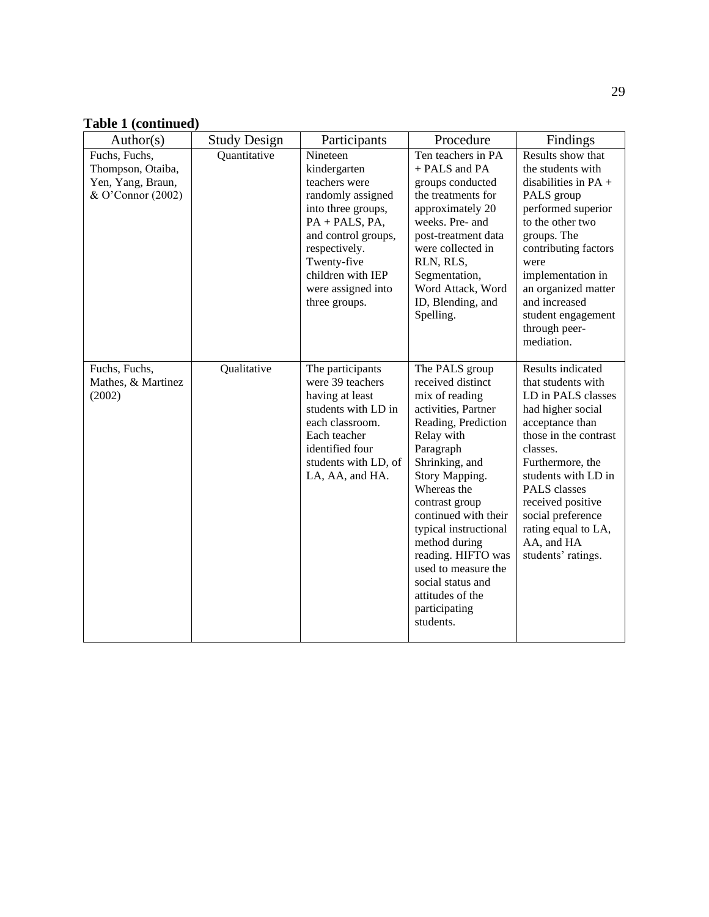**Table 1 (continued)**

| Author(s) | Study Design | Participants | Procedure | Findings |
|---|---|---|---|---|
| Fuchs, Fuchs, Thompson, Otaiba, Yen, Yang, Braun, & O'Connor (2002) | Quantitative | Nineteen kindergarten teachers were randomly assigned into three groups, PA + PALS, PA, and control groups, respectively. Twenty-five children with IEP were assigned into three groups. | Ten teachers in PA + PALS and PA groups conducted the treatments for approximately 20 weeks. Pre- and post-treatment data were collected in RLN, RLS, Segmentation, Word Attack, Word ID, Blending, and Spelling. | Results show that the students with disabilities in PA + PALS group performed superior to the other two groups. The contributing factors were implementation in an organized matter and increased student engagement through peer-mediation. |
| Fuchs, Fuchs, Mathes, & Martinez (2002) | Qualitative | The participants were 39 teachers having at least students with LD in each classroom. Each teacher identified four students with LD, of LA, AA, and HA. | The PALS group received distinct mix of reading activities, Partner Reading, Prediction Relay with Paragraph Shrinking, and Story Mapping. Whereas the contrast group continued with their typical instructional method during reading. HIFTO was used to measure the social status and attitudes of the participating students. | Results indicated that students with LD in PALS classes had higher social acceptance than those in the contrast classes. Furthermore, the students with LD in PALS classes received positive social preference rating equal to LA, AA, and HA students' ratings. |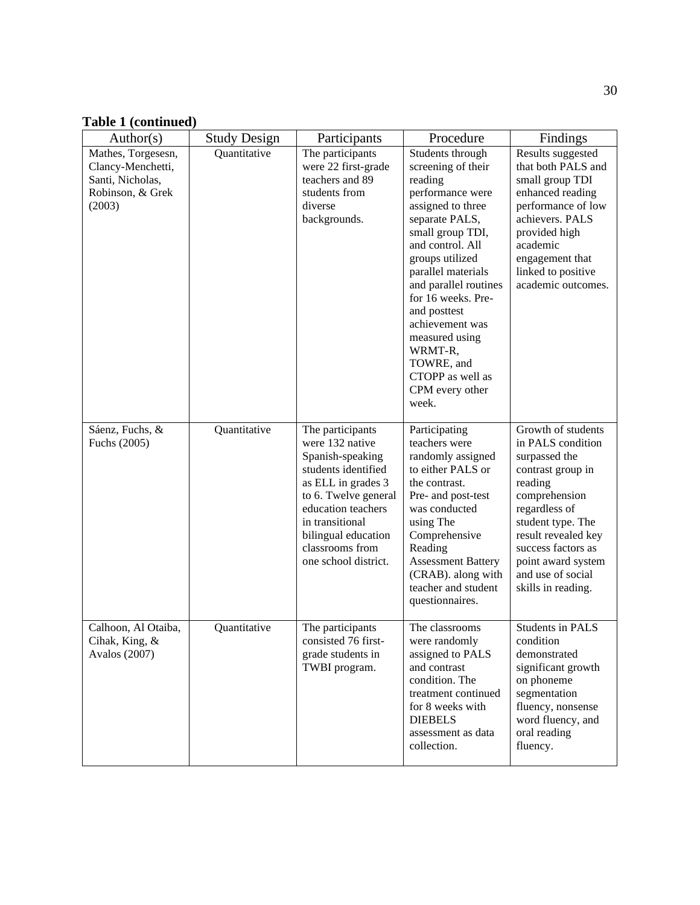**Table 1 (continued)**

| Author(s) | Study Design | Participants | Procedure | Findings |
|---|---|---|---|---|
| Mathes, Torgesesn, Clancy-Menchetti, Santi, Nicholas, Robinson, & Grek (2003) | Quantitative | The participants were 22 first-grade teachers and 89 students from diverse backgrounds. | Students through screening of their reading performance were assigned to three separate PALS, small group TDI, and control. All groups utilized parallel materials and parallel routines for 16 weeks. Pre- and posttest achievement was measured using WRMT-R, TOWRE, and CTOPP as well as CPM every other week. | Results suggested that both PALS and small group TDI enhanced reading performance of low achievers. PALS provided high academic engagement that linked to positive academic outcomes. |
| Sáenz, Fuchs, & Fuchs (2005) | Quantitative | The participants were 132 native Spanish-speaking students identified as ELL in grades 3 to 6. Twelve general education teachers in transitional bilingual education classrooms from one school district. | Participating teachers were randomly assigned to either PALS or the contrast. Pre- and post-test was conducted using The Comprehensive Reading Assessment Battery (CRAB). along with teacher and student questionnaires. | Growth of students in PALS condition surpassed the contrast group in reading comprehension regardless of student type. The result revealed key success factors as point award system and use of social skills in reading. |
| Calhoon, Al Otaiba, Cihak, King, & Avalos (2007) | Quantitative | The participants consisted 76 first-grade students in TWBI program. | The classrooms were randomly assigned to PALS and contrast condition. The treatment continued for 8 weeks with DIEBELS assessment as data collection. | Students in PALS condition demonstrated significant growth on phoneme segmentation fluency, nonsense word fluency, and oral reading fluency. |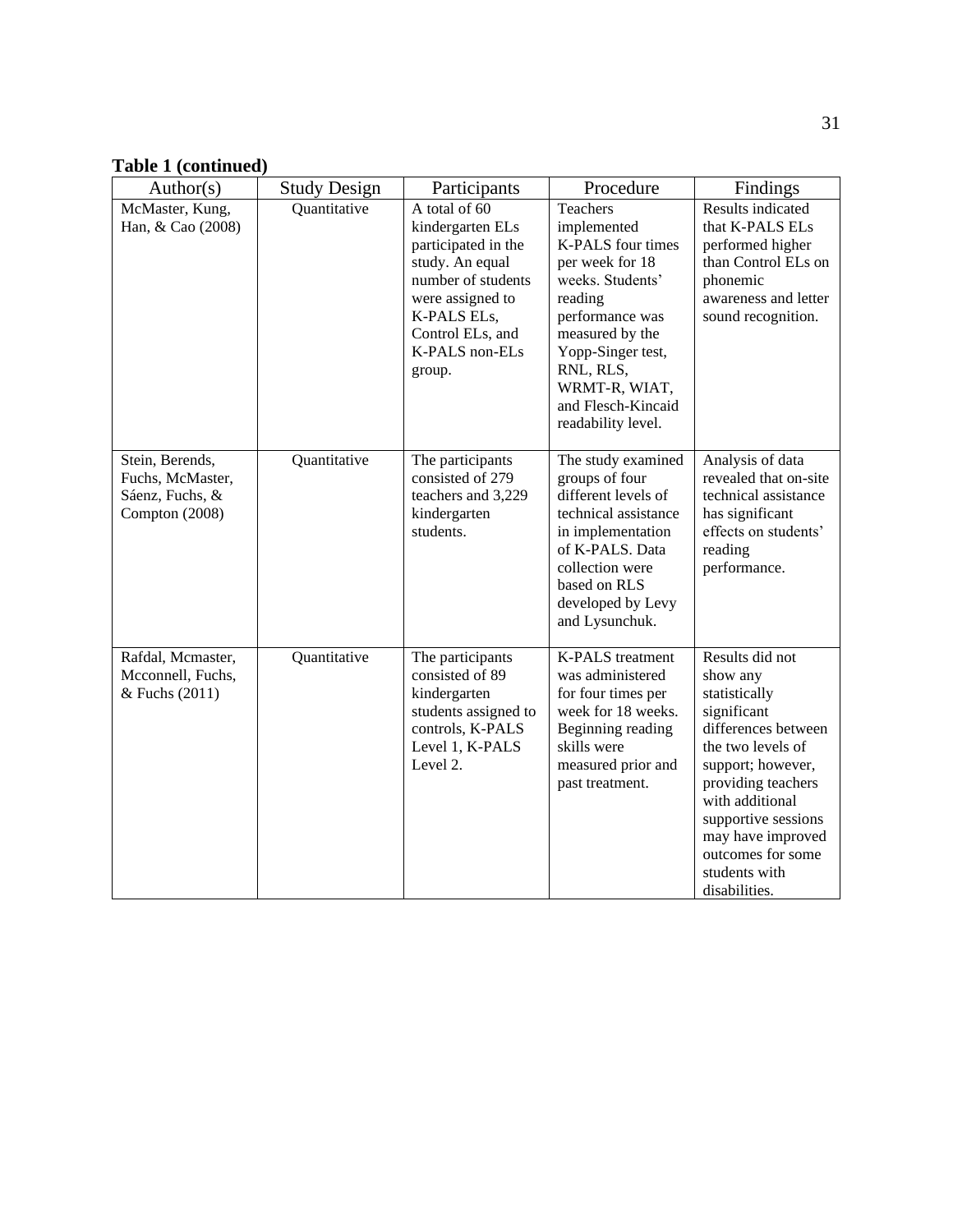**Table 1 (continued)**

| Author(s) | Study Design | Participants | Procedure | Findings |
|---|---|---|---|---|
| McMaster, Kung, Han, & Cao (2008) | Quantitative | A total of 60 kindergarten ELs participated in the study. An equal number of students were assigned to K-PALS ELs, Control ELs, and K-PALS non-ELs group. | Teachers implemented K-PALS four times per week for 18 weeks. Students' reading performance was measured by the Yopp-Singer test, RNL, RLS, WRMT-R, WIAT, and Flesch-Kincaid readability level. | Results indicated that K-PALS ELs performed higher than Control ELs on phonemic awareness and letter sound recognition. |
| Stein, Berends, Fuchs, McMaster, Sáenz, Fuchs, & Compton (2008) | Quantitative | The participants consisted of 279 teachers and 3,229 kindergarten students. | The study examined groups of four different levels of technical assistance in implementation of K-PALS. Data collection were based on RLS developed by Levy and Lysunchuk. | Analysis of data revealed that on-site technical assistance has significant effects on students' reading performance. |
| Rafdal, Mcmaster, Mcconnell, Fuchs, & Fuchs (2011) | Quantitative | The participants consisted of 89 kindergarten students assigned to controls, K-PALS Level 1, K-PALS Level 2. | K-PALS treatment was administered for four times per week for 18 weeks. Beginning reading skills were measured prior and past treatment. | Results did not show any statistically significant differences between the two levels of support; however, providing teachers with additional supportive sessions may have improved outcomes for some students with disabilities. |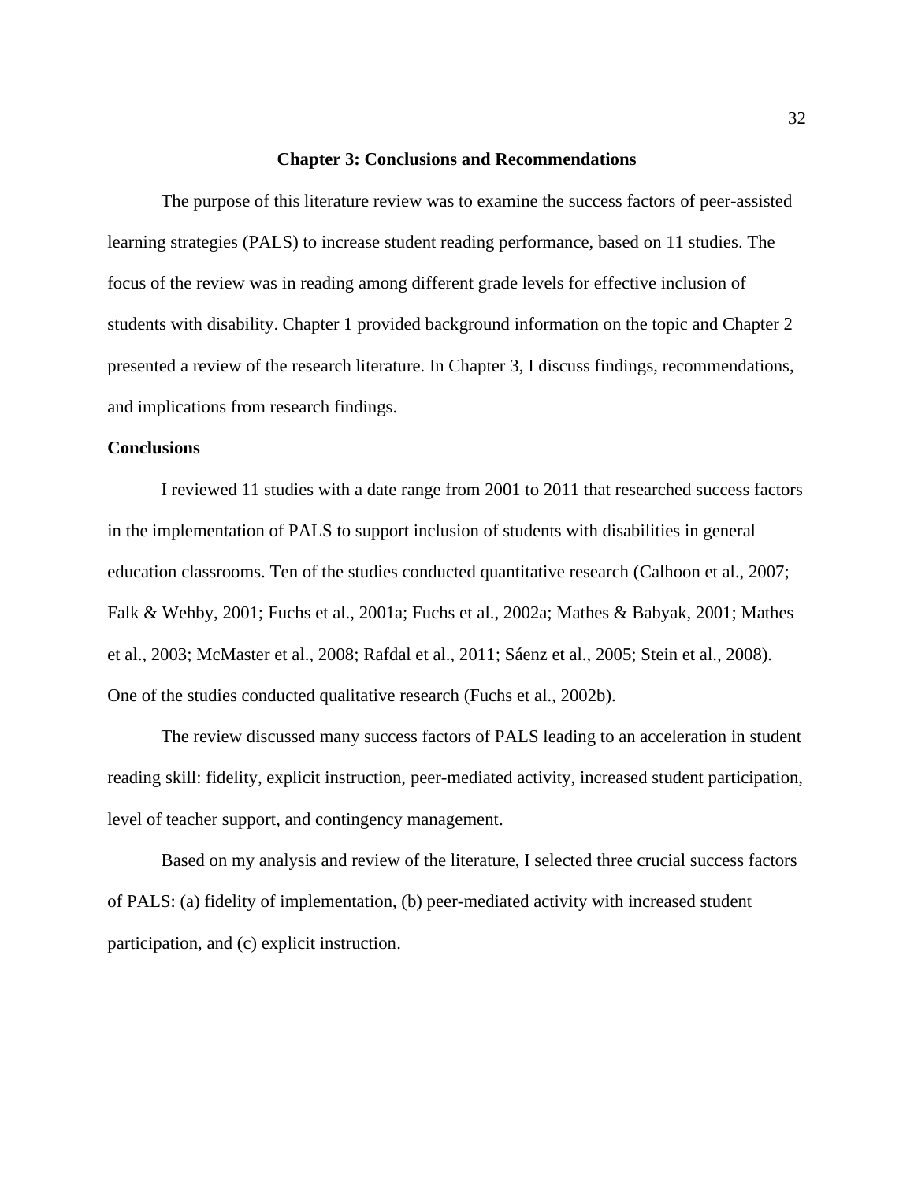## Chapter 3: Conclusions and Recommendations

The purpose of this literature review was to examine the success factors of peer-assisted learning strategies (PALS) to increase student reading performance, based on 11 studies. The focus of the review was in reading among different grade levels for effective inclusion of students with disability. Chapter 1 provided background information on the topic and Chapter 2 presented a review of the research literature. In Chapter 3, I discuss findings, recommendations, and implications from research findings.

### Conclusions

I reviewed 11 studies with a date range from 2001 to 2011 that researched success factors in the implementation of PALS to support inclusion of students with disabilities in general education classrooms. Ten of the studies conducted quantitative research (Calhoon et al., 2007; Falk & Wehby, 2001; Fuchs et al., 2001a; Fuchs et al., 2002a; Mathes & Babyak, 2001; Mathes et al., 2003; McMaster et al., 2008; Rafdal et al., 2011; Sáenz et al., 2005; Stein et al., 2008). One of the studies conducted qualitative research (Fuchs et al., 2002b).

The review discussed many success factors of PALS leading to an acceleration in student reading skill: fidelity, explicit instruction, peer-mediated activity, increased student participation, level of teacher support, and contingency management.

Based on my analysis and review of the literature, I selected three crucial success factors of PALS: (a) fidelity of implementation, (b) peer-mediated activity with increased student participation, and (c) explicit instruction.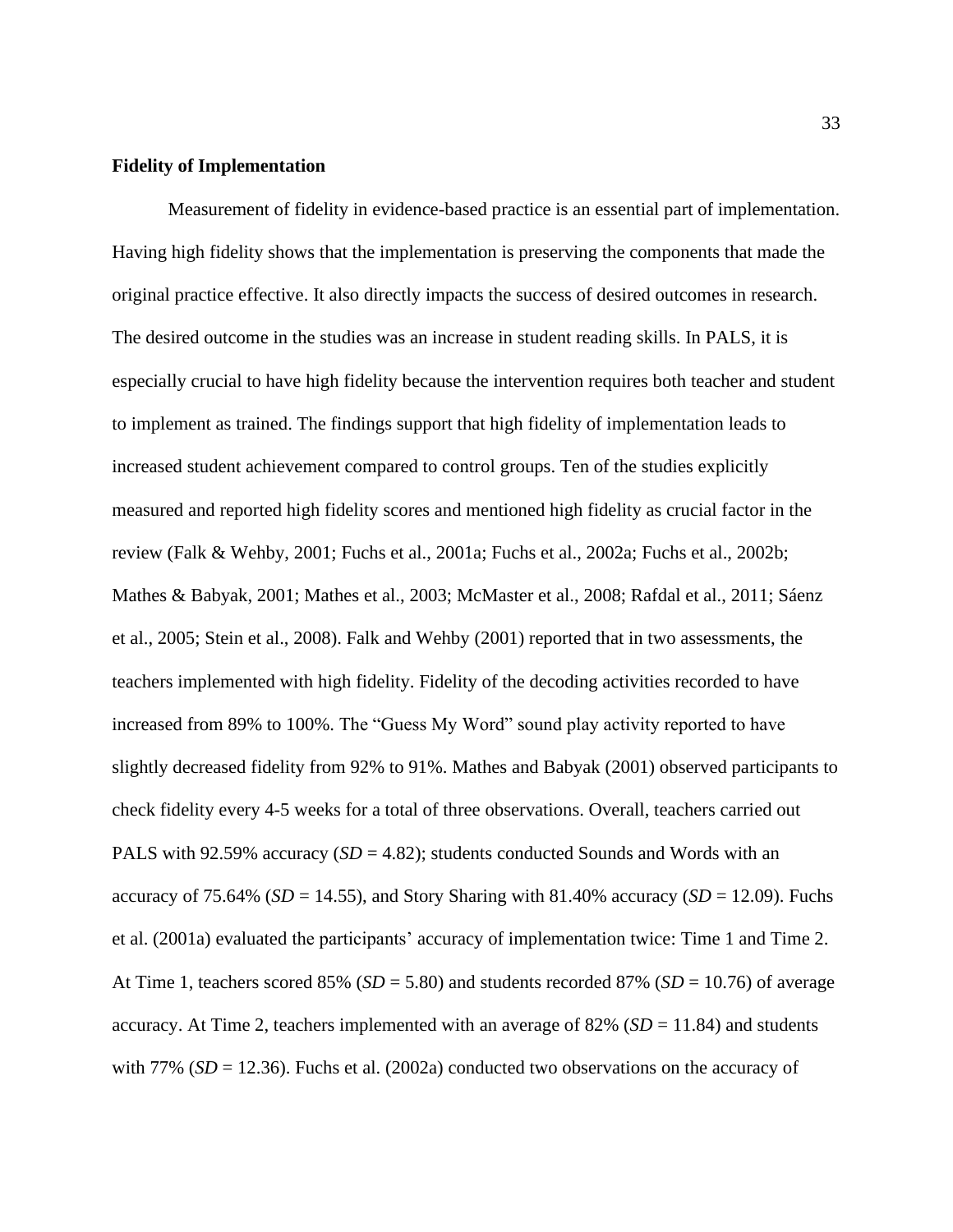## Fidelity of Implementation

Measurement of fidelity in evidence-based practice is an essential part of implementation. Having high fidelity shows that the implementation is preserving the components that made the original practice effective. It also directly impacts the success of desired outcomes in research. The desired outcome in the studies was an increase in student reading skills. In PALS, it is especially crucial to have high fidelity because the intervention requires both teacher and student to implement as trained. The findings support that high fidelity of implementation leads to increased student achievement compared to control groups. Ten of the studies explicitly measured and reported high fidelity scores and mentioned high fidelity as crucial factor in the review (Falk & Wehby, 2001; Fuchs et al., 2001a; Fuchs et al., 2002a; Fuchs et al., 2002b; Mathes & Babyak, 2001; Mathes et al., 2003; McMaster et al., 2008; Rafdal et al., 2011; Sáenz et al., 2005; Stein et al., 2008). Falk and Wehby (2001) reported that in two assessments, the teachers implemented with high fidelity. Fidelity of the decoding activities recorded to have increased from 89% to 100%. The "Guess My Word" sound play activity reported to have slightly decreased fidelity from 92% to 91%. Mathes and Babyak (2001) observed participants to check fidelity every 4-5 weeks for a total of three observations. Overall, teachers carried out PALS with 92.59% accuracy (*SD* = 4.82); students conducted Sounds and Words with an accuracy of 75.64% (*SD* = 14.55), and Story Sharing with 81.40% accuracy (*SD* = 12.09). Fuchs et al. (2001a) evaluated the participants' accuracy of implementation twice: Time 1 and Time 2. At Time 1, teachers scored 85% (*SD* = 5.80) and students recorded 87% (*SD* = 10.76) of average accuracy. At Time 2, teachers implemented with an average of 82% (*SD* = 11.84) and students with 77% (*SD* = 12.36). Fuchs et al. (2002a) conducted two observations on the accuracy of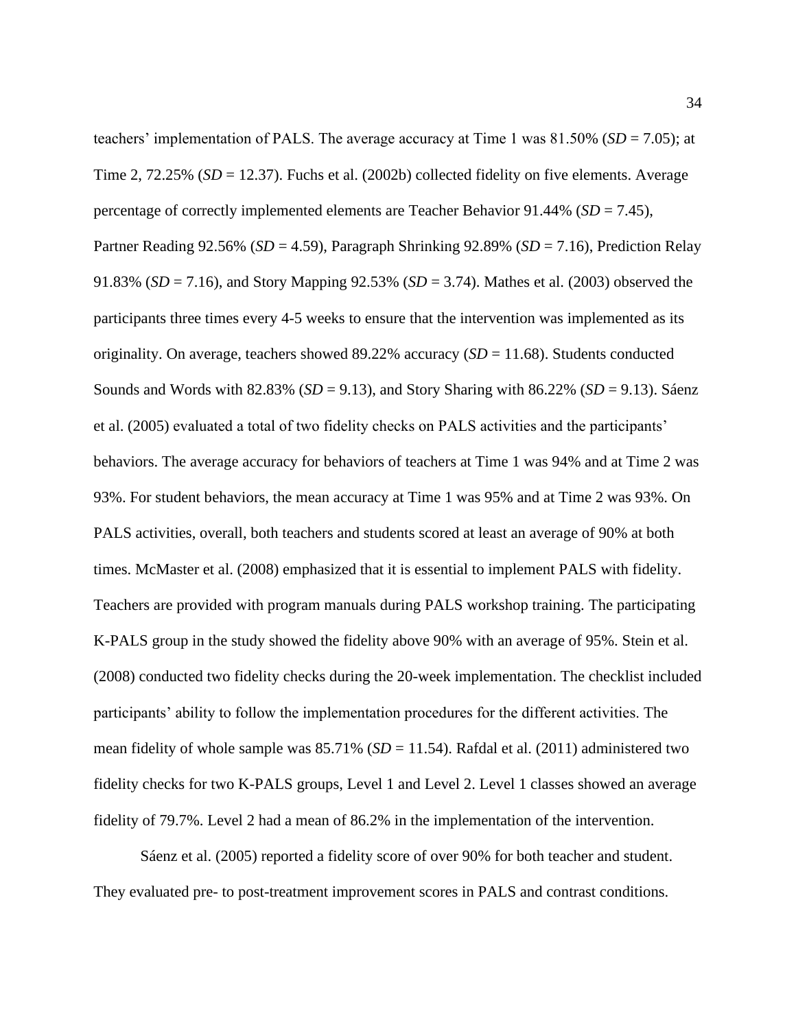teachers' implementation of PALS. The average accuracy at Time 1 was 81.50% (*SD* = 7.05); at Time 2, 72.25% (*SD* = 12.37). Fuchs et al. (2002b) collected fidelity on five elements. Average percentage of correctly implemented elements are Teacher Behavior 91.44% (*SD* = 7.45), Partner Reading 92.56% (*SD* = 4.59), Paragraph Shrinking 92.89% (*SD* = 7.16), Prediction Relay 91.83% (*SD* = 7.16), and Story Mapping 92.53% (*SD* = 3.74). Mathes et al. (2003) observed the participants three times every 4-5 weeks to ensure that the intervention was implemented as its originality. On average, teachers showed 89.22% accuracy (*SD* = 11.68). Students conducted Sounds and Words with 82.83% (*SD* = 9.13), and Story Sharing with 86.22% (*SD* = 9.13). Sáenz et al. (2005) evaluated a total of two fidelity checks on PALS activities and the participants' behaviors. The average accuracy for behaviors of teachers at Time 1 was 94% and at Time 2 was 93%. For student behaviors, the mean accuracy at Time 1 was 95% and at Time 2 was 93%. On PALS activities, overall, both teachers and students scored at least an average of 90% at both times. McMaster et al. (2008) emphasized that it is essential to implement PALS with fidelity. Teachers are provided with program manuals during PALS workshop training. The participating K-PALS group in the study showed the fidelity above 90% with an average of 95%. Stein et al. (2008) conducted two fidelity checks during the 20-week implementation. The checklist included participants' ability to follow the implementation procedures for the different activities. The mean fidelity of whole sample was 85.71% (*SD* = 11.54). Rafdal et al. (2011) administered two fidelity checks for two K-PALS groups, Level 1 and Level 2. Level 1 classes showed an average fidelity of 79.7%. Level 2 had a mean of 86.2% in the implementation of the intervention.

Sáenz et al. (2005) reported a fidelity score of over 90% for both teacher and student. They evaluated pre- to post-treatment improvement scores in PALS and contrast conditions.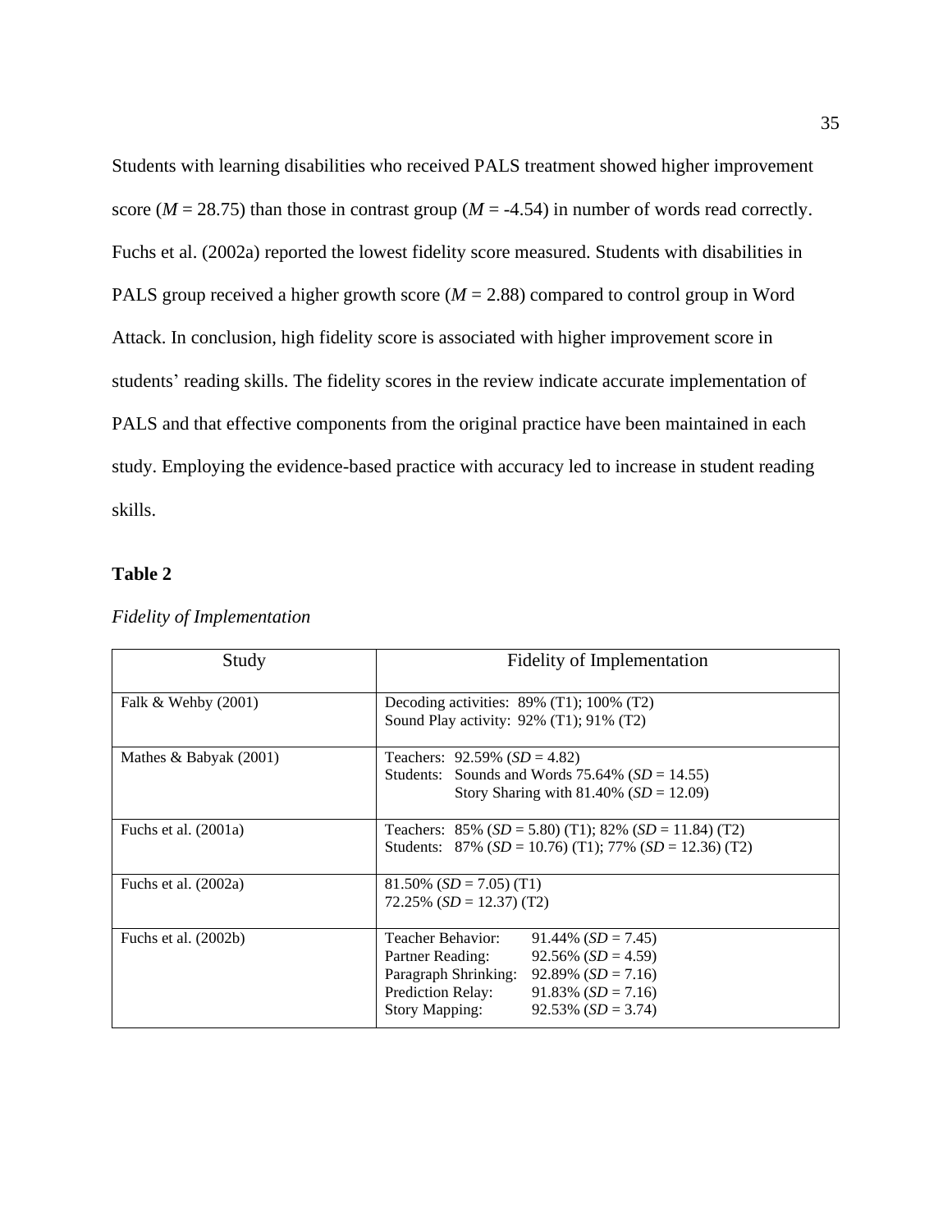Students with learning disabilities who received PALS treatment showed higher improvement score (*M* = 28.75) than those in contrast group (*M* = -4.54) in number of words read correctly. Fuchs et al. (2002a) reported the lowest fidelity score measured. Students with disabilities in PALS group received a higher growth score (*M* = 2.88) compared to control group in Word Attack. In conclusion, high fidelity score is associated with higher improvement score in students' reading skills. The fidelity scores in the review indicate accurate implementation of PALS and that effective components from the original practice have been maintained in each study. Employing the evidence-based practice with accuracy led to increase in student reading skills.

**Table 2**

*Fidelity of Implementation*

| Study | Fidelity of Implementation |
|---|---|
| Falk & Wehby (2001) | Decoding activities: 89% (T1); 100% (T2)<br>Sound Play activity: 92% (T1); 91% (T2) |
| Mathes & Babyak (2001) | Teachers: 92.59% (*SD* = 4.82)<br>Students: Sounds and Words 75.64% (*SD* = 14.55)<br>Story Sharing with 81.40% (*SD* = 12.09) |
| Fuchs et al. (2001a) | Teachers: 85% (*SD* = 5.80) (T1); 82% (*SD* = 11.84) (T2)<br>Students: 87% (*SD* = 10.76) (T1); 77% (*SD* = 12.36) (T2) |
| Fuchs et al. (2002a) | 81.50% (*SD* = 7.05) (T1)<br>72.25% (*SD* = 12.37) (T2) |
| Fuchs et al. (2002b) | Teacher Behavior: 91.44% (*SD* = 7.45)<br>Partner Reading: 92.56% (*SD* = 4.59)<br>Paragraph Shrinking: 92.89% (*SD* = 7.16)<br>Prediction Relay: 91.83% (*SD* = 7.16)<br>Story Mapping: 92.53% (*SD* = 3.74) |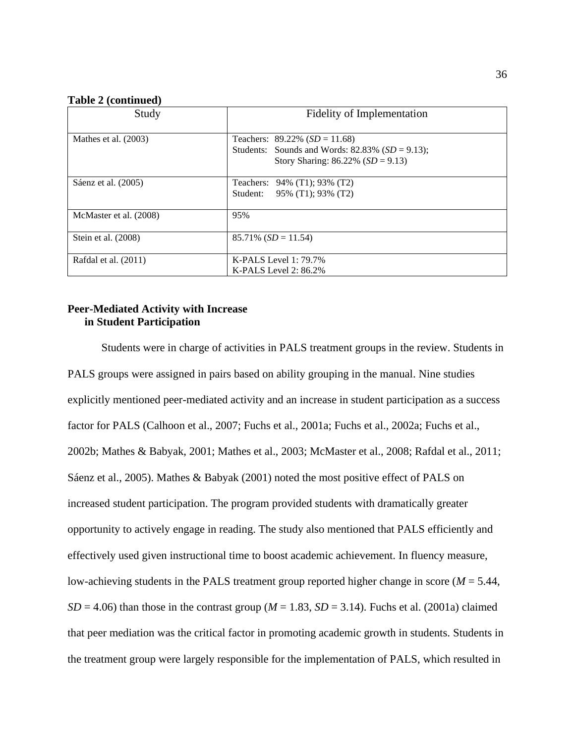**Table 2 (continued)**

| Study | Fidelity of Implementation |
|---|---|
| Mathes et al. (2003) | Teachers: 89.22% (*SD* = 11.68)<br>Students: Sounds and Words: 82.83% (*SD* = 9.13);<br>Story Sharing: 86.22% (*SD* = 9.13) |
| Sáenz et al. (2005) | Teachers: 94% (T1); 93% (T2)<br>Student: 95% (T1); 93% (T2) |
| McMaster et al. (2008) | 95% |
| Stein et al. (2008) | 85.71% (*SD* = 11.54) |
| Rafdal et al. (2011) | K-PALS Level 1: 79.7%<br>K-PALS Level 2: 86.2% |

### Peer-Mediated Activity with Increase in Student Participation

Students were in charge of activities in PALS treatment groups in the review. Students in PALS groups were assigned in pairs based on ability grouping in the manual. Nine studies explicitly mentioned peer-mediated activity and an increase in student participation as a success factor for PALS (Calhoon et al., 2007; Fuchs et al., 2001a; Fuchs et al., 2002a; Fuchs et al., 2002b; Mathes & Babyak, 2001; Mathes et al., 2003; McMaster et al., 2008; Rafdal et al., 2011; Sáenz et al., 2005). Mathes & Babyak (2001) noted the most positive effect of PALS on increased student participation. The program provided students with dramatically greater opportunity to actively engage in reading. The study also mentioned that PALS efficiently and effectively used given instructional time to boost academic achievement. In fluency measure, low-achieving students in the PALS treatment group reported higher change in score ($M$ = 5.44, $SD$ = 4.06) than those in the contrast group ($M$ = 1.83, $SD$ = 3.14). Fuchs et al. (2001a) claimed that peer mediation was the critical factor in promoting academic growth in students. Students in the treatment group were largely responsible for the implementation of PALS, which resulted in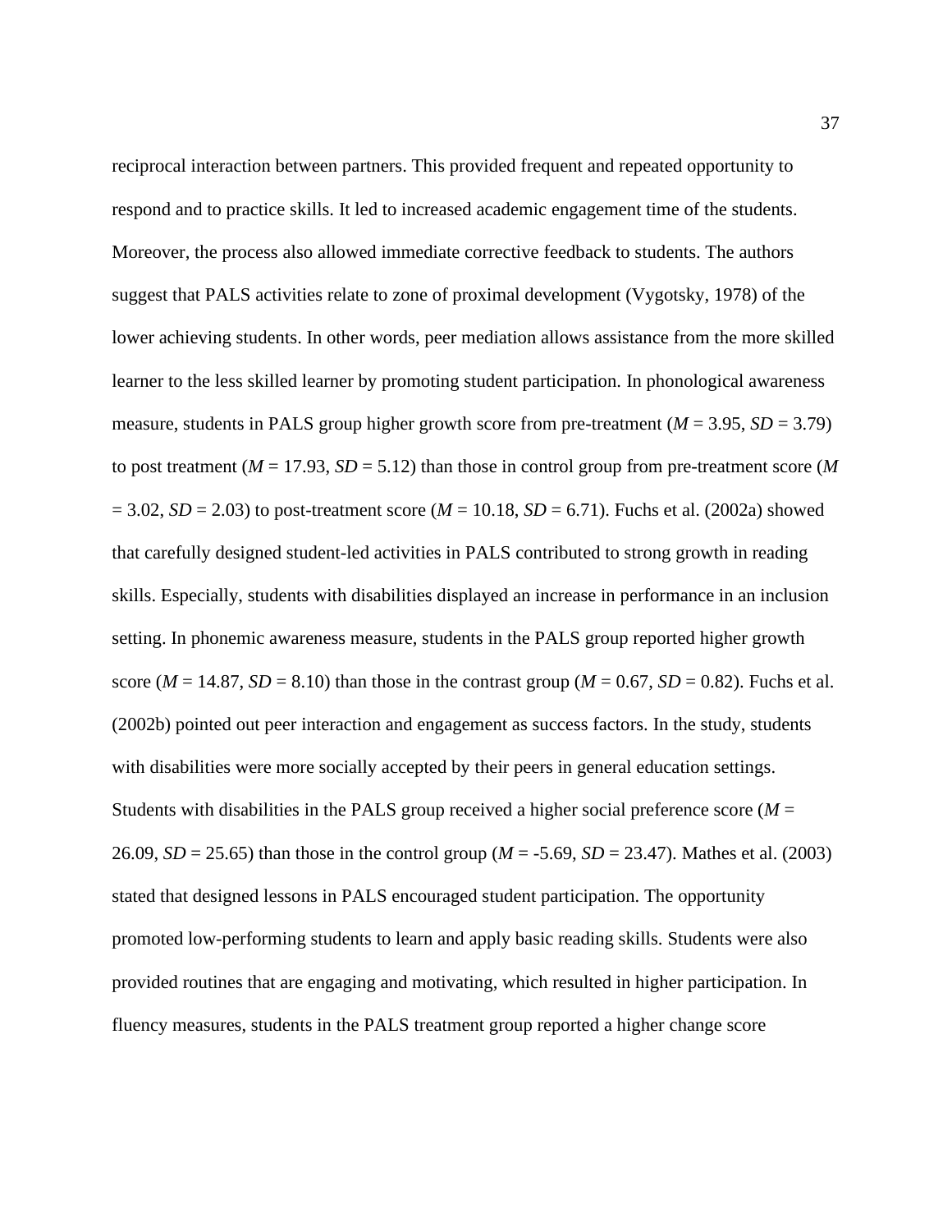reciprocal interaction between partners. This provided frequent and repeated opportunity to respond and to practice skills. It led to increased academic engagement time of the students. Moreover, the process also allowed immediate corrective feedback to students. The authors suggest that PALS activities relate to zone of proximal development (Vygotsky, 1978) of the lower achieving students. In other words, peer mediation allows assistance from the more skilled learner to the less skilled learner by promoting student participation. In phonological awareness measure, students in PALS group higher growth score from pre-treatment ($M$ = 3.95, $SD$ = 3.79) to post treatment ($M$ = 17.93, $SD$ = 5.12) than those in control group from pre-treatment score ($M$ = 3.02, $SD$ = 2.03) to post-treatment score ($M$ = 10.18, $SD$ = 6.71). Fuchs et al. (2002a) showed that carefully designed student-led activities in PALS contributed to strong growth in reading skills. Especially, students with disabilities displayed an increase in performance in an inclusion setting. In phonemic awareness measure, students in the PALS group reported higher growth score ($M$ = 14.87, $SD$ = 8.10) than those in the contrast group ($M$ = 0.67, $SD$ = 0.82). Fuchs et al. (2002b) pointed out peer interaction and engagement as success factors. In the study, students with disabilities were more socially accepted by their peers in general education settings. Students with disabilities in the PALS group received a higher social preference score ($M$ = 26.09, $SD$ = 25.65) than those in the control group ($M$ = -5.69, $SD$ = 23.47). Mathes et al. (2003) stated that designed lessons in PALS encouraged student participation. The opportunity promoted low-performing students to learn and apply basic reading skills. Students were also provided routines that are engaging and motivating, which resulted in higher participation. In fluency measures, students in the PALS treatment group reported a higher change score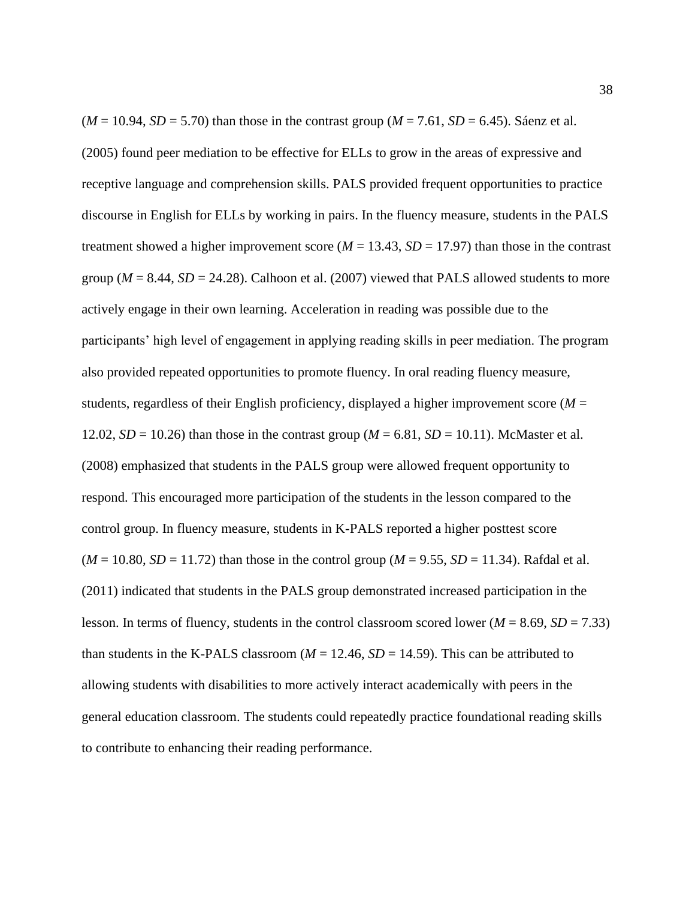($M$ = 10.94, $SD$ = 5.70) than those in the contrast group ($M$ = 7.61, $SD$ = 6.45). Sáenz et al. (2005) found peer mediation to be effective for ELLs to grow in the areas of expressive and receptive language and comprehension skills. PALS provided frequent opportunities to practice discourse in English for ELLs by working in pairs. In the fluency measure, students in the PALS treatment showed a higher improvement score ($M$ = 13.43, $SD$ = 17.97) than those in the contrast group ($M$ = 8.44, $SD$ = 24.28). Calhoon et al. (2007) viewed that PALS allowed students to more actively engage in their own learning. Acceleration in reading was possible due to the participants' high level of engagement in applying reading skills in peer mediation. The program also provided repeated opportunities to promote fluency. In oral reading fluency measure, students, regardless of their English proficiency, displayed a higher improvement score ($M$ = 12.02, $SD$ = 10.26) than those in the contrast group ($M$ = 6.81, $SD$ = 10.11). McMaster et al. (2008) emphasized that students in the PALS group were allowed frequent opportunity to respond. This encouraged more participation of the students in the lesson compared to the control group. In fluency measure, students in K-PALS reported a higher posttest score ($M$ = 10.80, $SD$ = 11.72) than those in the control group ($M$ = 9.55, $SD$ = 11.34). Rafdal et al. (2011) indicated that students in the PALS group demonstrated increased participation in the lesson. In terms of fluency, students in the control classroom scored lower ($M$ = 8.69, $SD$ = 7.33) than students in the K-PALS classroom ($M$ = 12.46, $SD$ = 14.59). This can be attributed to allowing students with disabilities to more actively interact academically with peers in the general education classroom. The students could repeatedly practice foundational reading skills to contribute to enhancing their reading performance.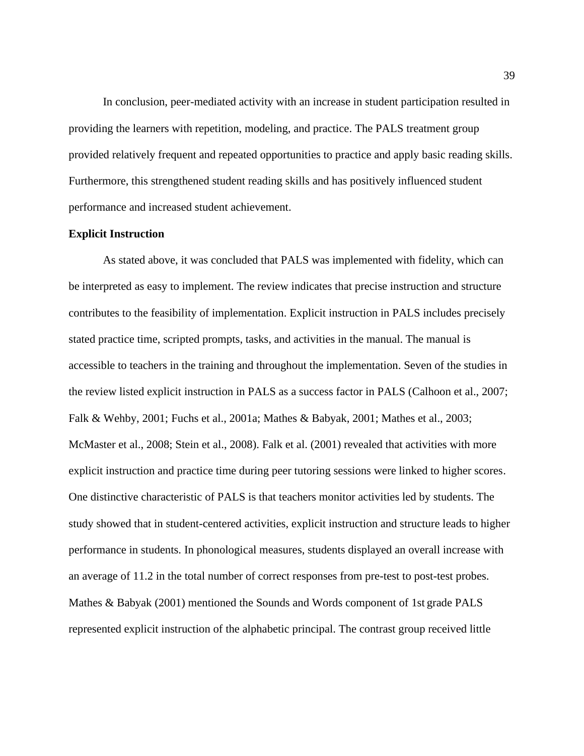In conclusion, peer-mediated activity with an increase in student participation resulted in providing the learners with repetition, modeling, and practice. The PALS treatment group provided relatively frequent and repeated opportunities to practice and apply basic reading skills. Furthermore, this strengthened student reading skills and has positively influenced student performance and increased student achievement.

**Explicit Instruction**

As stated above, it was concluded that PALS was implemented with fidelity, which can be interpreted as easy to implement. The review indicates that precise instruction and structure contributes to the feasibility of implementation. Explicit instruction in PALS includes precisely stated practice time, scripted prompts, tasks, and activities in the manual. The manual is accessible to teachers in the training and throughout the implementation. Seven of the studies in the review listed explicit instruction in PALS as a success factor in PALS (Calhoon et al., 2007; Falk & Wehby, 2001; Fuchs et al., 2001a; Mathes & Babyak, 2001; Mathes et al., 2003; McMaster et al., 2008; Stein et al., 2008). Falk et al. (2001) revealed that activities with more explicit instruction and practice time during peer tutoring sessions were linked to higher scores. One distinctive characteristic of PALS is that teachers monitor activities led by students. The study showed that in student-centered activities, explicit instruction and structure leads to higher performance in students. In phonological measures, students displayed an overall increase with an average of 11.2 in the total number of correct responses from pre-test to post-test probes. Mathes & Babyak (2001) mentioned the Sounds and Words component of 1st grade PALS represented explicit instruction of the alphabetic principal. The contrast group received little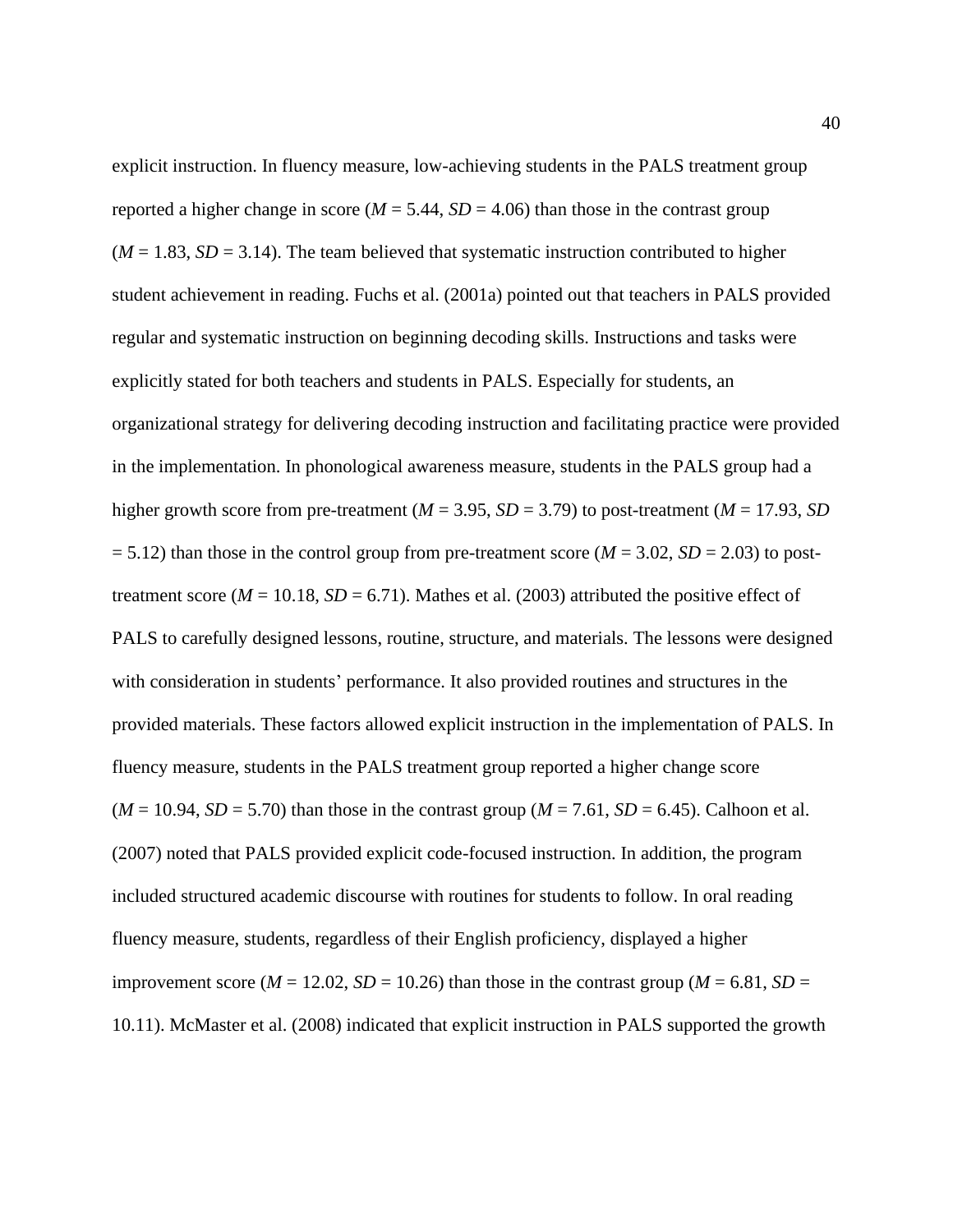explicit instruction. In fluency measure, low-achieving students in the PALS treatment group reported a higher change in score ($M$ = 5.44, $SD$ = 4.06) than those in the contrast group ($M$ = 1.83, $SD$ = 3.14). The team believed that systematic instruction contributed to higher student achievement in reading. Fuchs et al. (2001a) pointed out that teachers in PALS provided regular and systematic instruction on beginning decoding skills. Instructions and tasks were explicitly stated for both teachers and students in PALS. Especially for students, an organizational strategy for delivering decoding instruction and facilitating practice were provided in the implementation. In phonological awareness measure, students in the PALS group had a higher growth score from pre-treatment ($M$ = 3.95, $SD$ = 3.79) to post-treatment ($M$ = 17.93, $SD$ = 5.12) than those in the control group from pre-treatment score ($M$ = 3.02, $SD$ = 2.03) to post-treatment score ($M$ = 10.18, $SD$ = 6.71). Mathes et al. (2003) attributed the positive effect of PALS to carefully designed lessons, routine, structure, and materials. The lessons were designed with consideration in students' performance. It also provided routines and structures in the provided materials. These factors allowed explicit instruction in the implementation of PALS. In fluency measure, students in the PALS treatment group reported a higher change score ($M$ = 10.94, $SD$ = 5.70) than those in the contrast group ($M$ = 7.61, $SD$ = 6.45). Calhoon et al. (2007) noted that PALS provided explicit code-focused instruction. In addition, the program included structured academic discourse with routines for students to follow. In oral reading fluency measure, students, regardless of their English proficiency, displayed a higher improvement score ($M$ = 12.02, $SD$ = 10.26) than those in the contrast group ($M$ = 6.81, $SD$ = 10.11). McMaster et al. (2008) indicated that explicit instruction in PALS supported the growth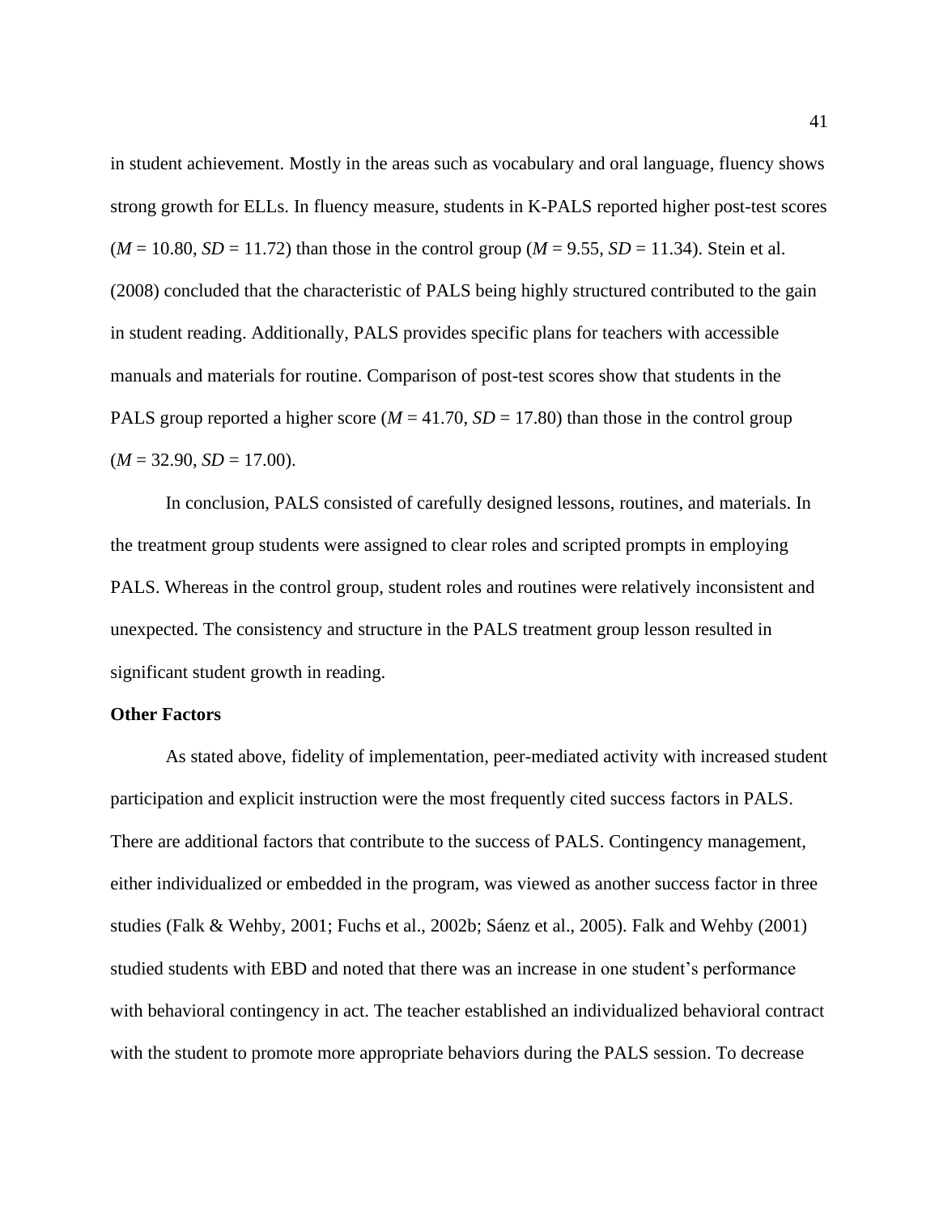in student achievement. Mostly in the areas such as vocabulary and oral language, fluency shows strong growth for ELLs. In fluency measure, students in K-PALS reported higher post-test scores ($M$ = 10.80, $SD$ = 11.72) than those in the control group ($M$ = 9.55, $SD$ = 11.34). Stein et al. (2008) concluded that the characteristic of PALS being highly structured contributed to the gain in student reading. Additionally, PALS provides specific plans for teachers with accessible manuals and materials for routine. Comparison of post-test scores show that students in the PALS group reported a higher score ($M$ = 41.70, $SD$ = 17.80) than those in the control group ($M$ = 32.90, $SD$ = 17.00).

In conclusion, PALS consisted of carefully designed lessons, routines, and materials. In the treatment group students were assigned to clear roles and scripted prompts in employing PALS. Whereas in the control group, student roles and routines were relatively inconsistent and unexpected. The consistency and structure in the PALS treatment group lesson resulted in significant student growth in reading.

**Other Factors**

As stated above, fidelity of implementation, peer-mediated activity with increased student participation and explicit instruction were the most frequently cited success factors in PALS. There are additional factors that contribute to the success of PALS. Contingency management, either individualized or embedded in the program, was viewed as another success factor in three studies (Falk & Wehby, 2001; Fuchs et al., 2002b; Sáenz et al., 2005). Falk and Wehby (2001) studied students with EBD and noted that there was an increase in one student's performance with behavioral contingency in act. The teacher established an individualized behavioral contract with the student to promote more appropriate behaviors during the PALS session. To decrease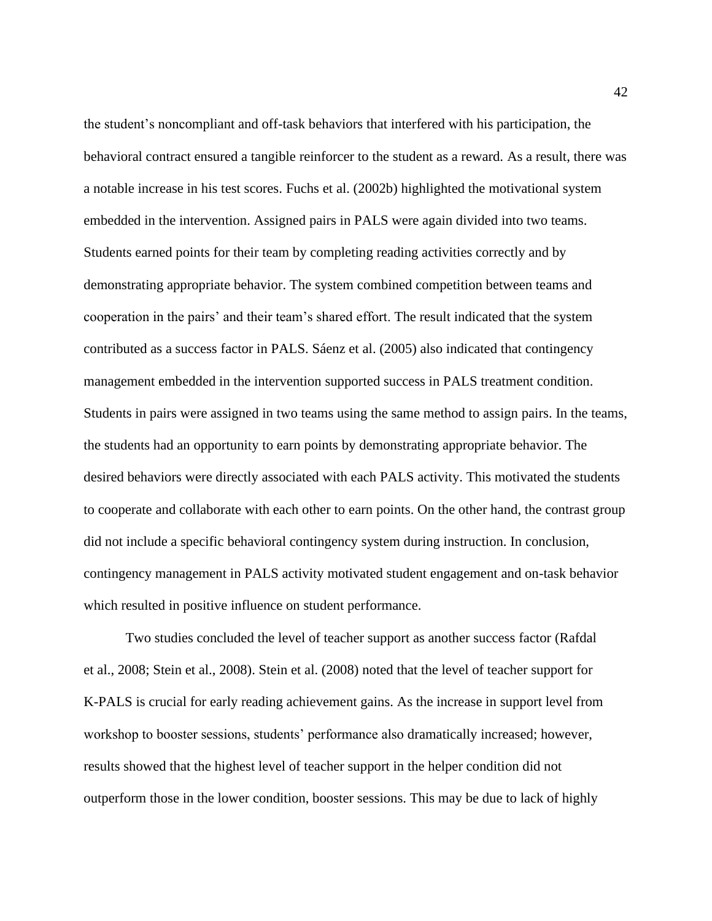the student's noncompliant and off-task behaviors that interfered with his participation, the behavioral contract ensured a tangible reinforcer to the student as a reward. As a result, there was a notable increase in his test scores. Fuchs et al. (2002b) highlighted the motivational system embedded in the intervention. Assigned pairs in PALS were again divided into two teams. Students earned points for their team by completing reading activities correctly and by demonstrating appropriate behavior. The system combined competition between teams and cooperation in the pairs' and their team's shared effort. The result indicated that the system contributed as a success factor in PALS. Sáenz et al. (2005) also indicated that contingency management embedded in the intervention supported success in PALS treatment condition. Students in pairs were assigned in two teams using the same method to assign pairs. In the teams, the students had an opportunity to earn points by demonstrating appropriate behavior. The desired behaviors were directly associated with each PALS activity. This motivated the students to cooperate and collaborate with each other to earn points. On the other hand, the contrast group did not include a specific behavioral contingency system during instruction. In conclusion, contingency management in PALS activity motivated student engagement and on-task behavior which resulted in positive influence on student performance.

Two studies concluded the level of teacher support as another success factor (Rafdal et al., 2008; Stein et al., 2008). Stein et al. (2008) noted that the level of teacher support for K-PALS is crucial for early reading achievement gains. As the increase in support level from workshop to booster sessions, students' performance also dramatically increased; however, results showed that the highest level of teacher support in the helper condition did not outperform those in the lower condition, booster sessions. This may be due to lack of highly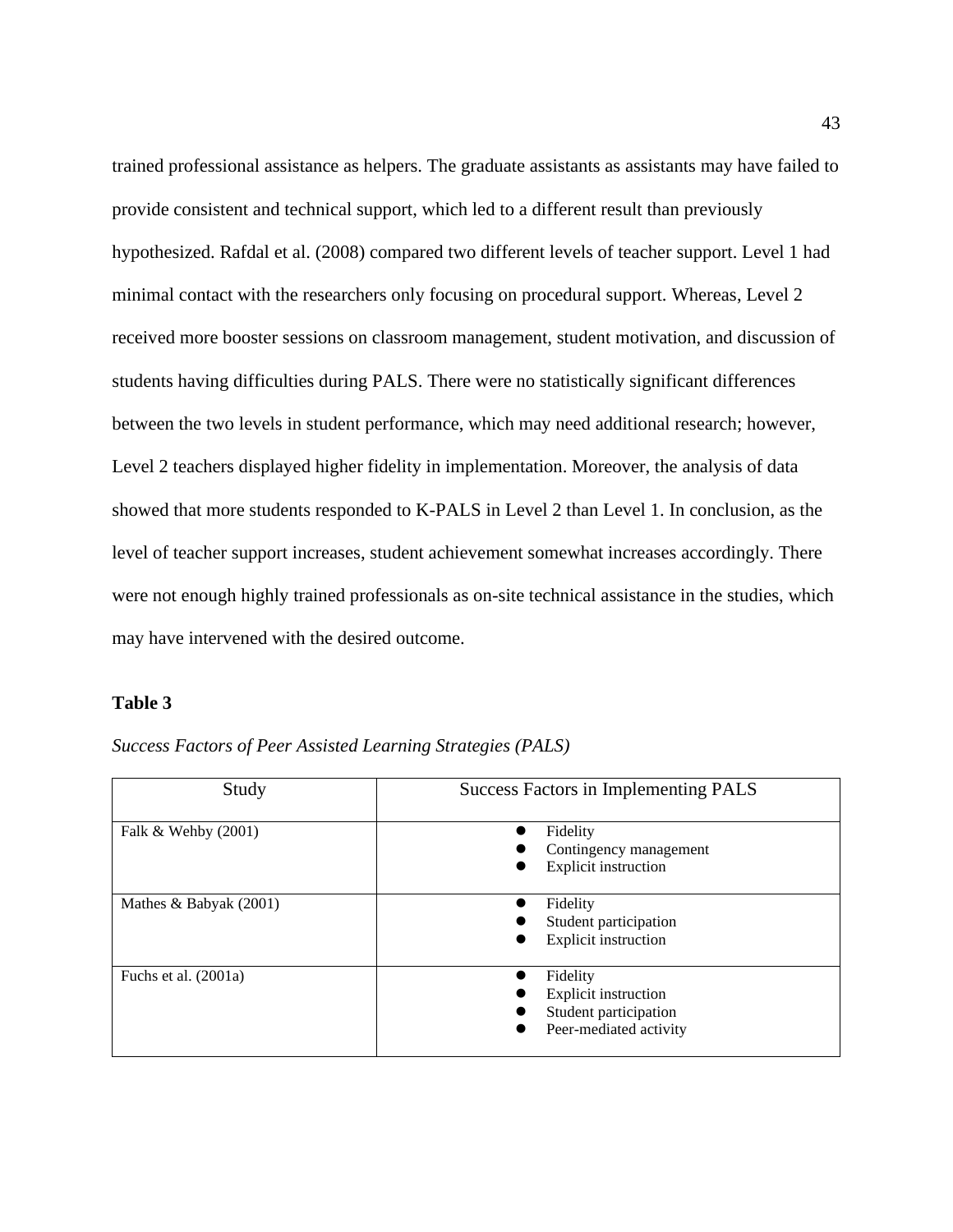trained professional assistance as helpers. The graduate assistants as assistants may have failed to provide consistent and technical support, which led to a different result than previously hypothesized. Rafdal et al. (2008) compared two different levels of teacher support. Level 1 had minimal contact with the researchers only focusing on procedural support. Whereas, Level 2 received more booster sessions on classroom management, student motivation, and discussion of students having difficulties during PALS. There were no statistically significant differences between the two levels in student performance, which may need additional research; however, Level 2 teachers displayed higher fidelity in implementation. Moreover, the analysis of data showed that more students responded to K-PALS in Level 2 than Level 1. In conclusion, as the level of teacher support increases, student achievement somewhat increases accordingly. There were not enough highly trained professionals as on-site technical assistance in the studies, which may have intervened with the desired outcome.

**Table 3**

*Success Factors of Peer Assisted Learning Strategies (PALS)*

| Study | Success Factors in Implementing PALS |
|---|---|
| Falk & Wehby (2001) | • Fidelity<br>• Contingency management<br>• Explicit instruction |
| Mathes & Babyak (2001) | • Fidelity<br>• Student participation<br>• Explicit instruction |
| Fuchs et al. (2001a) | • Fidelity<br>• Explicit instruction<br>• Student participation<br>• Peer-mediated activity |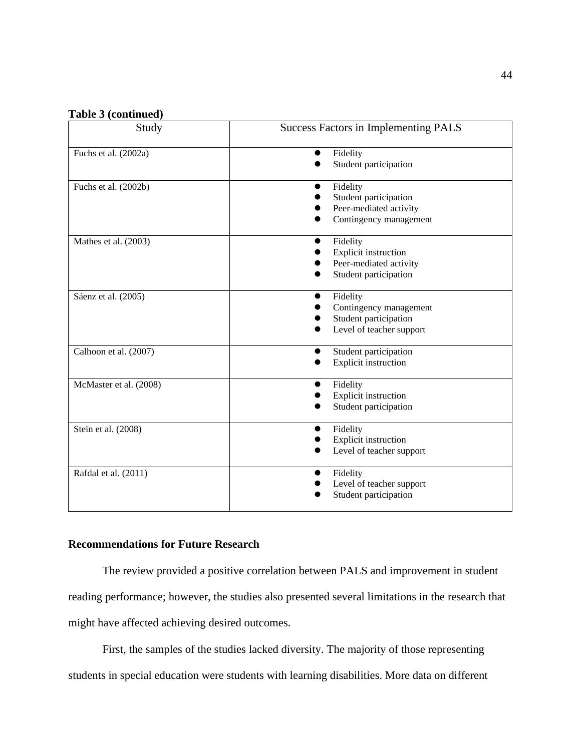**Table 3 (continued)**

| Study | Success Factors in Implementing PALS |
|---|---|
| Fuchs et al. (2002a) | • Fidelity<br>• Student participation |
| Fuchs et al. (2002b) | • Fidelity<br>• Student participation<br>• Peer-mediated activity<br>• Contingency management |
| Mathes et al. (2003) | • Fidelity<br>• Explicit instruction<br>• Peer-mediated activity<br>• Student participation |
| Sáenz et al. (2005) | • Fidelity<br>• Contingency management<br>• Student participation<br>• Level of teacher support |
| Calhoon et al. (2007) | • Student participation<br>• Explicit instruction |
| McMaster et al. (2008) | • Fidelity<br>• Explicit instruction<br>• Student participation |
| Stein et al. (2008) | • Fidelity<br>• Explicit instruction<br>• Level of teacher support |
| Rafdal et al. (2011) | • Fidelity<br>• Level of teacher support<br>• Student participation |

**Recommendations for Future Research**

The review provided a positive correlation between PALS and improvement in student reading performance; however, the studies also presented several limitations in the research that might have affected achieving desired outcomes.

First, the samples of the studies lacked diversity. The majority of those representing students in special education were students with learning disabilities. More data on different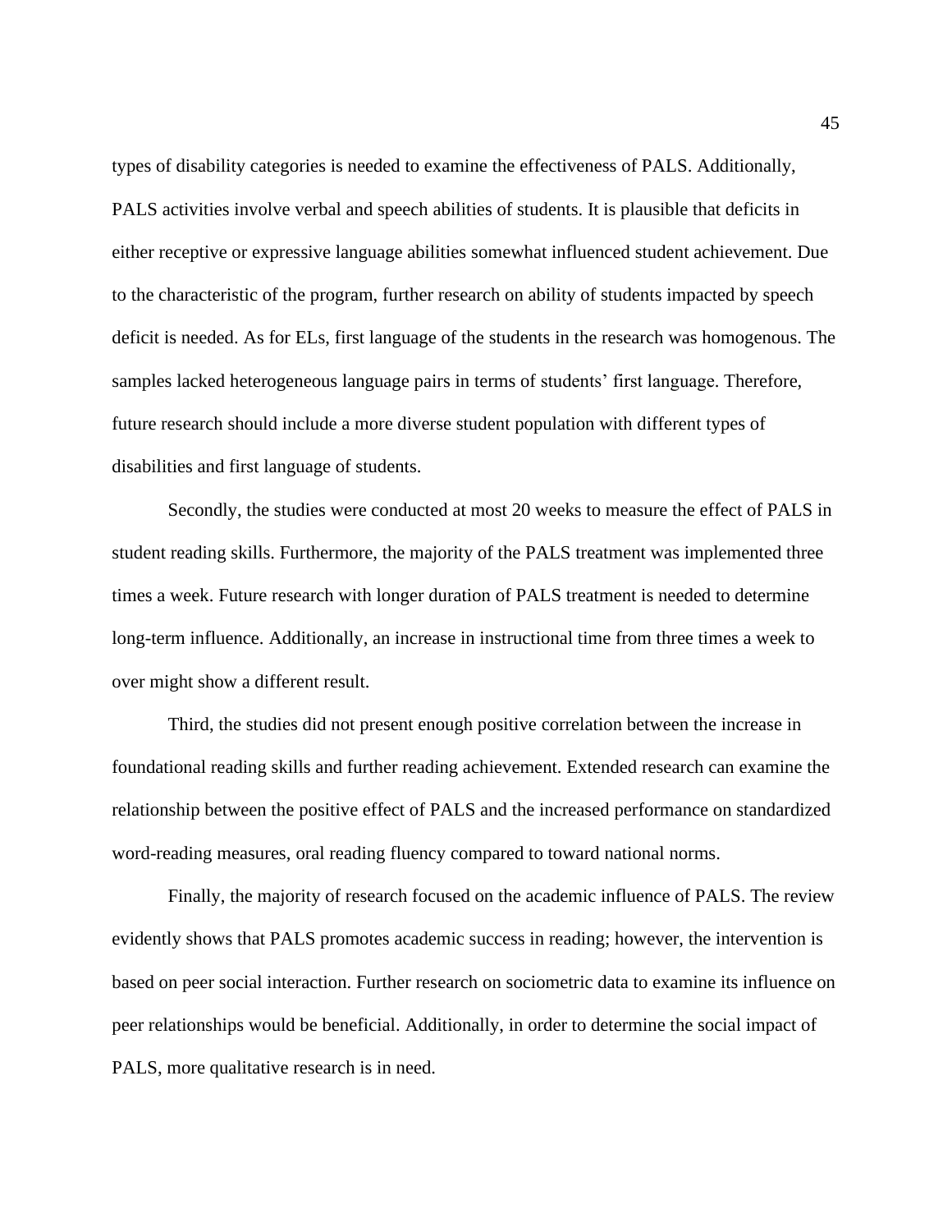types of disability categories is needed to examine the effectiveness of PALS. Additionally, PALS activities involve verbal and speech abilities of students. It is plausible that deficits in either receptive or expressive language abilities somewhat influenced student achievement. Due to the characteristic of the program, further research on ability of students impacted by speech deficit is needed. As for ELs, first language of the students in the research was homogenous. The samples lacked heterogeneous language pairs in terms of students' first language. Therefore, future research should include a more diverse student population with different types of disabilities and first language of students.

Secondly, the studies were conducted at most 20 weeks to measure the effect of PALS in student reading skills. Furthermore, the majority of the PALS treatment was implemented three times a week. Future research with longer duration of PALS treatment is needed to determine long-term influence. Additionally, an increase in instructional time from three times a week to over might show a different result.

Third, the studies did not present enough positive correlation between the increase in foundational reading skills and further reading achievement. Extended research can examine the relationship between the positive effect of PALS and the increased performance on standardized word-reading measures, oral reading fluency compared to toward national norms.

Finally, the majority of research focused on the academic influence of PALS. The review evidently shows that PALS promotes academic success in reading; however, the intervention is based on peer social interaction. Further research on sociometric data to examine its influence on peer relationships would be beneficial. Additionally, in order to determine the social impact of PALS, more qualitative research is in need.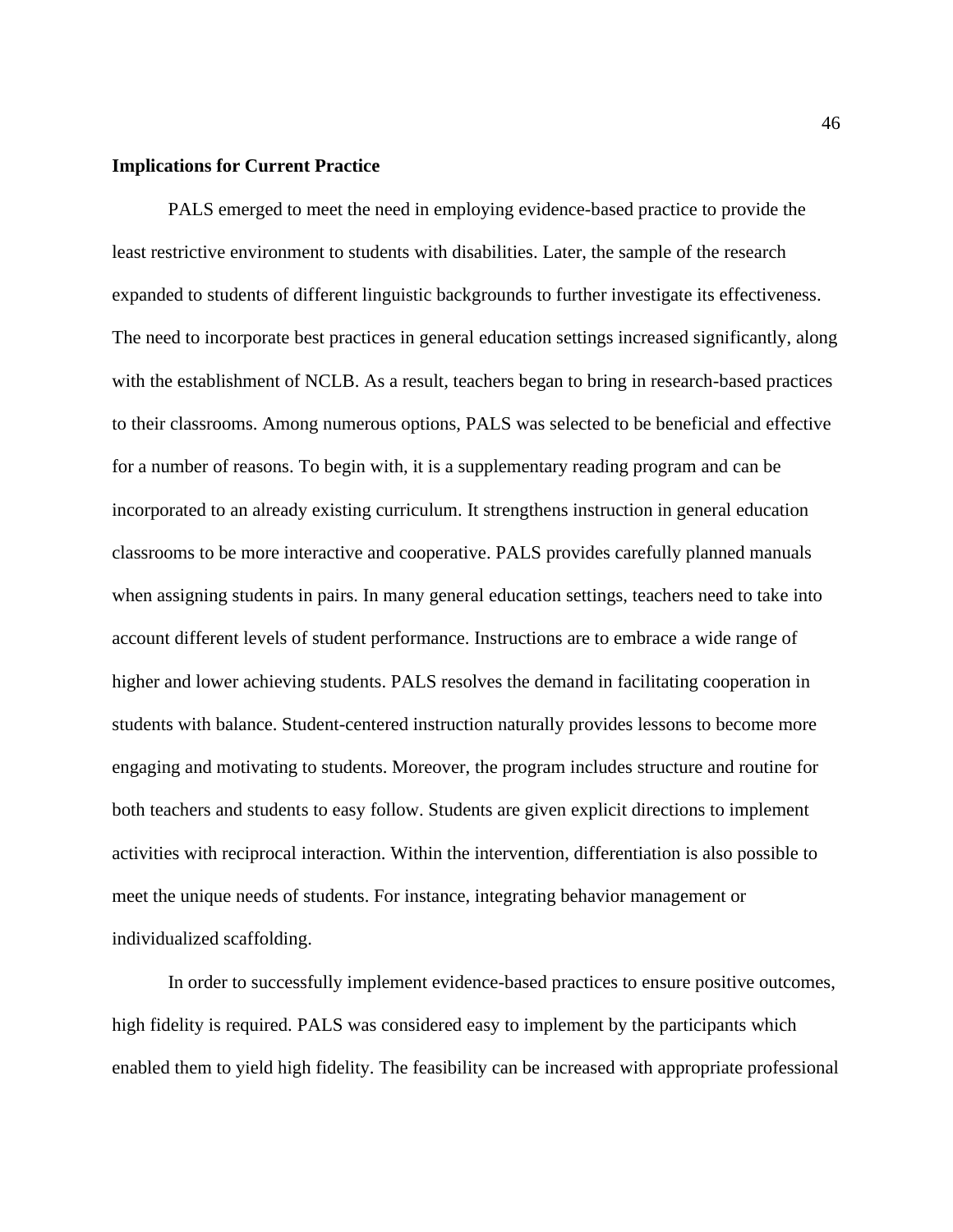**Implications for Current Practice**

PALS emerged to meet the need in employing evidence-based practice to provide the least restrictive environment to students with disabilities. Later, the sample of the research expanded to students of different linguistic backgrounds to further investigate its effectiveness. The need to incorporate best practices in general education settings increased significantly, along with the establishment of NCLB. As a result, teachers began to bring in research-based practices to their classrooms. Among numerous options, PALS was selected to be beneficial and effective for a number of reasons. To begin with, it is a supplementary reading program and can be incorporated to an already existing curriculum. It strengthens instruction in general education classrooms to be more interactive and cooperative. PALS provides carefully planned manuals when assigning students in pairs. In many general education settings, teachers need to take into account different levels of student performance. Instructions are to embrace a wide range of higher and lower achieving students. PALS resolves the demand in facilitating cooperation in students with balance. Student-centered instruction naturally provides lessons to become more engaging and motivating to students. Moreover, the program includes structure and routine for both teachers and students to easy follow. Students are given explicit directions to implement activities with reciprocal interaction. Within the intervention, differentiation is also possible to meet the unique needs of students. For instance, integrating behavior management or individualized scaffolding.

In order to successfully implement evidence-based practices to ensure positive outcomes, high fidelity is required. PALS was considered easy to implement by the participants which enabled them to yield high fidelity. The feasibility can be increased with appropriate professional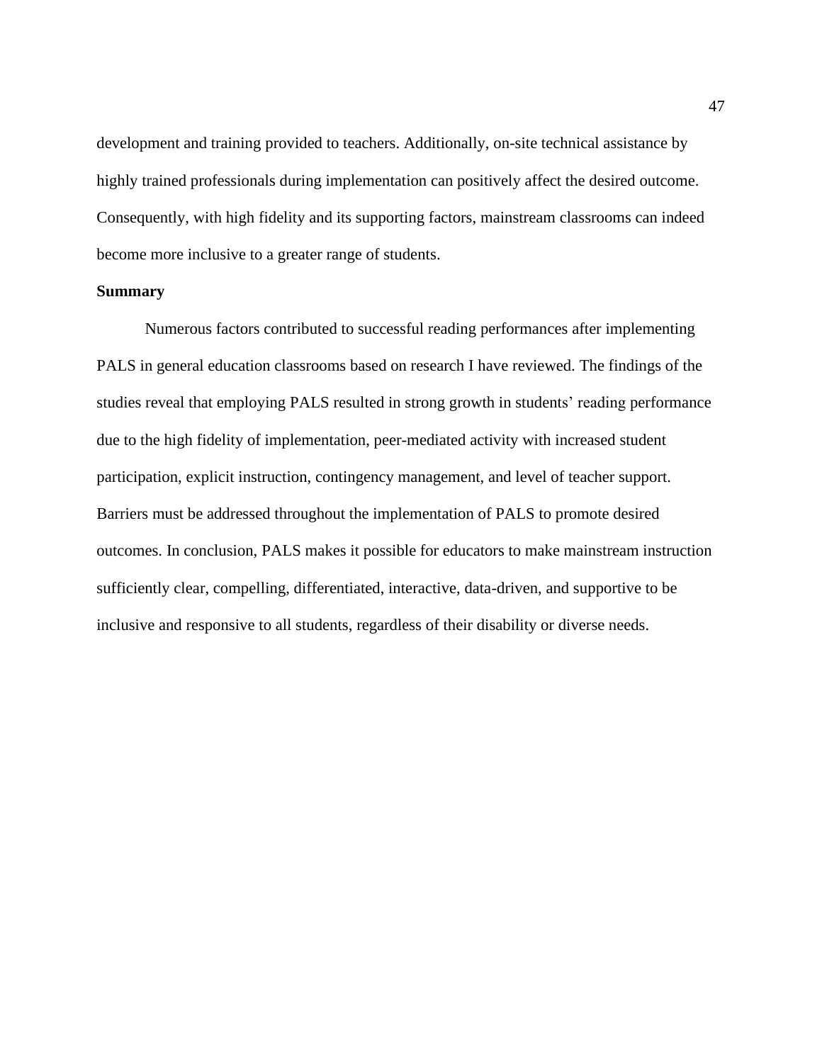development and training provided to teachers. Additionally, on-site technical assistance by highly trained professionals during implementation can positively affect the desired outcome. Consequently, with high fidelity and its supporting factors, mainstream classrooms can indeed become more inclusive to a greater range of students.

## Summary

Numerous factors contributed to successful reading performances after implementing PALS in general education classrooms based on research I have reviewed. The findings of the studies reveal that employing PALS resulted in strong growth in students' reading performance due to the high fidelity of implementation, peer-mediated activity with increased student participation, explicit instruction, contingency management, and level of teacher support. Barriers must be addressed throughout the implementation of PALS to promote desired outcomes. In conclusion, PALS makes it possible for educators to make mainstream instruction sufficiently clear, compelling, differentiated, interactive, data-driven, and supportive to be inclusive and responsive to all students, regardless of their disability or diverse needs.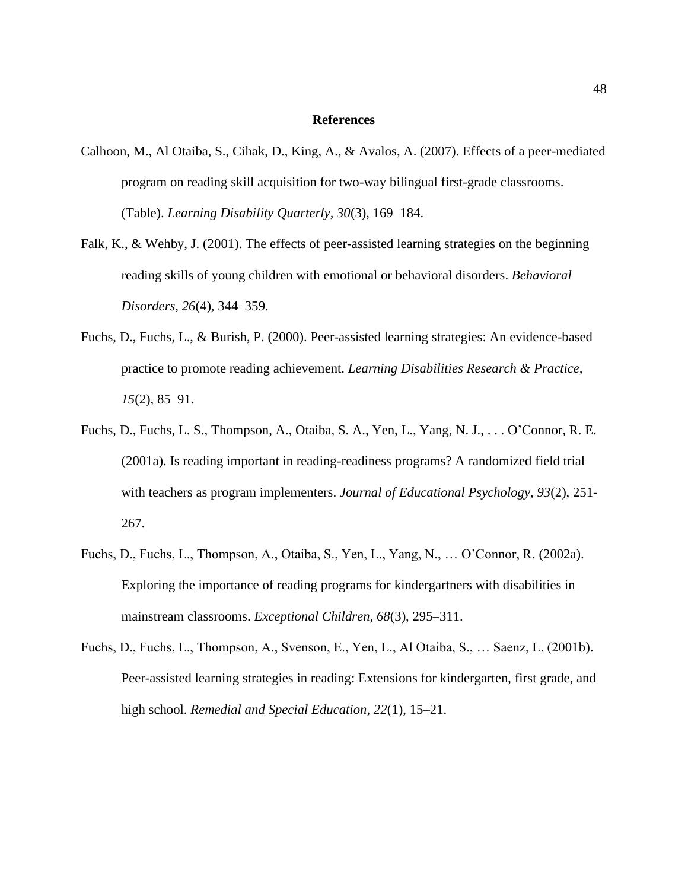# References

Calhoon, M., Al Otaiba, S., Cihak, D., King, A., & Avalos, A. (2007). Effects of a peer-mediated program on reading skill acquisition for two-way bilingual first-grade classrooms. (Table). *Learning Disability Quarterly, 30*(3), 169–184.

Falk, K., & Wehby, J. (2001). The effects of peer-assisted learning strategies on the beginning reading skills of young children with emotional or behavioral disorders. *Behavioral Disorders, 26*(4), 344–359.

Fuchs, D., Fuchs, L., & Burish, P. (2000). Peer-assisted learning strategies: An evidence-based practice to promote reading achievement. *Learning Disabilities Research & Practice, 15*(2), 85–91.

Fuchs, D., Fuchs, L. S., Thompson, A., Otaiba, S. A., Yen, L., Yang, N. J., . . . O'Connor, R. E. (2001a). Is reading important in reading-readiness programs? A randomized field trial with teachers as program implementers. *Journal of Educational Psychology, 93*(2), 251-267.

Fuchs, D., Fuchs, L., Thompson, A., Otaiba, S., Yen, L., Yang, N., … O'Connor, R. (2002a). Exploring the importance of reading programs for kindergartners with disabilities in mainstream classrooms. *Exceptional Children, 68*(3), 295–311.

Fuchs, D., Fuchs, L., Thompson, A., Svenson, E., Yen, L., Al Otaiba, S., … Saenz, L. (2001b). Peer-assisted learning strategies in reading: Extensions for kindergarten, first grade, and high school. *Remedial and Special Education, 22*(1), 15–21.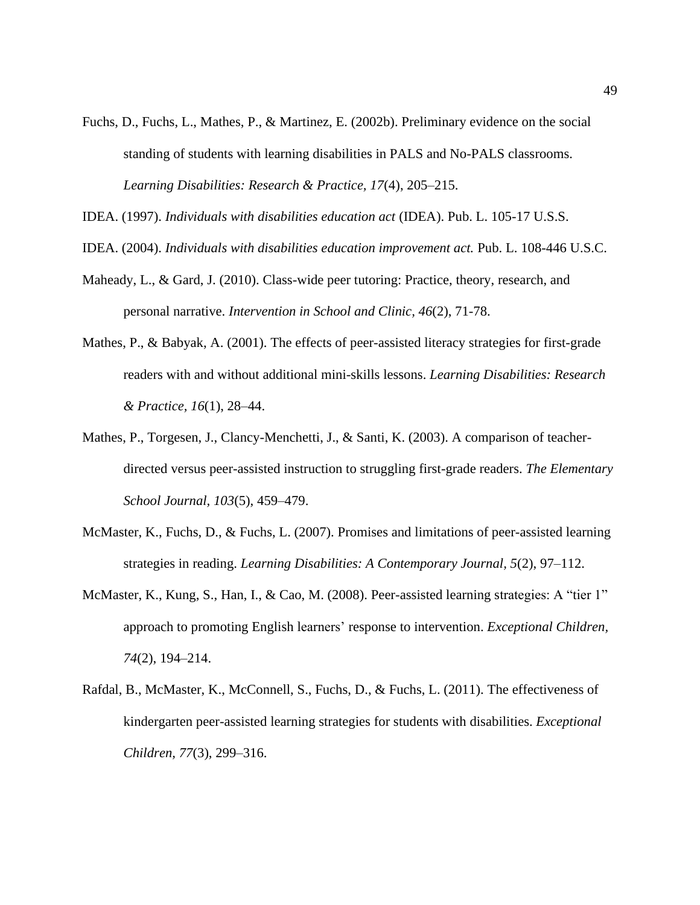Fuchs, D., Fuchs, L., Mathes, P., & Martinez, E. (2002b). Preliminary evidence on the social standing of students with learning disabilities in PALS and No-PALS classrooms. *Learning Disabilities: Research & Practice, 17*(4), 205–215.

IDEA. (1997). *Individuals with disabilities education act* (IDEA). Pub. L. 105-17 U.S.S.

IDEA. (2004). *Individuals with disabilities education improvement act.* Pub. L. 108-446 U.S.C.

Maheady, L., & Gard, J. (2010). Class-wide peer tutoring: Practice, theory, research, and personal narrative. *Intervention in School and Clinic, 46*(2), 71-78.

Mathes, P., & Babyak, A. (2001). The effects of peer-assisted literacy strategies for first-grade readers with and without additional mini-skills lessons. *Learning Disabilities: Research & Practice, 16*(1), 28–44.

Mathes, P., Torgesen, J., Clancy-Menchetti, J., & Santi, K. (2003). A comparison of teacher-directed versus peer-assisted instruction to struggling first-grade readers. *The Elementary School Journal, 103*(5), 459–479.

McMaster, K., Fuchs, D., & Fuchs, L. (2007). Promises and limitations of peer-assisted learning strategies in reading. *Learning Disabilities: A Contemporary Journal, 5*(2), 97–112.

McMaster, K., Kung, S., Han, I., & Cao, M. (2008). Peer-assisted learning strategies: A "tier 1" approach to promoting English learners' response to intervention. *Exceptional Children, 74*(2), 194–214.

Rafdal, B., McMaster, K., McConnell, S., Fuchs, D., & Fuchs, L. (2011). The effectiveness of kindergarten peer-assisted learning strategies for students with disabilities. *Exceptional Children, 77*(3), 299–316.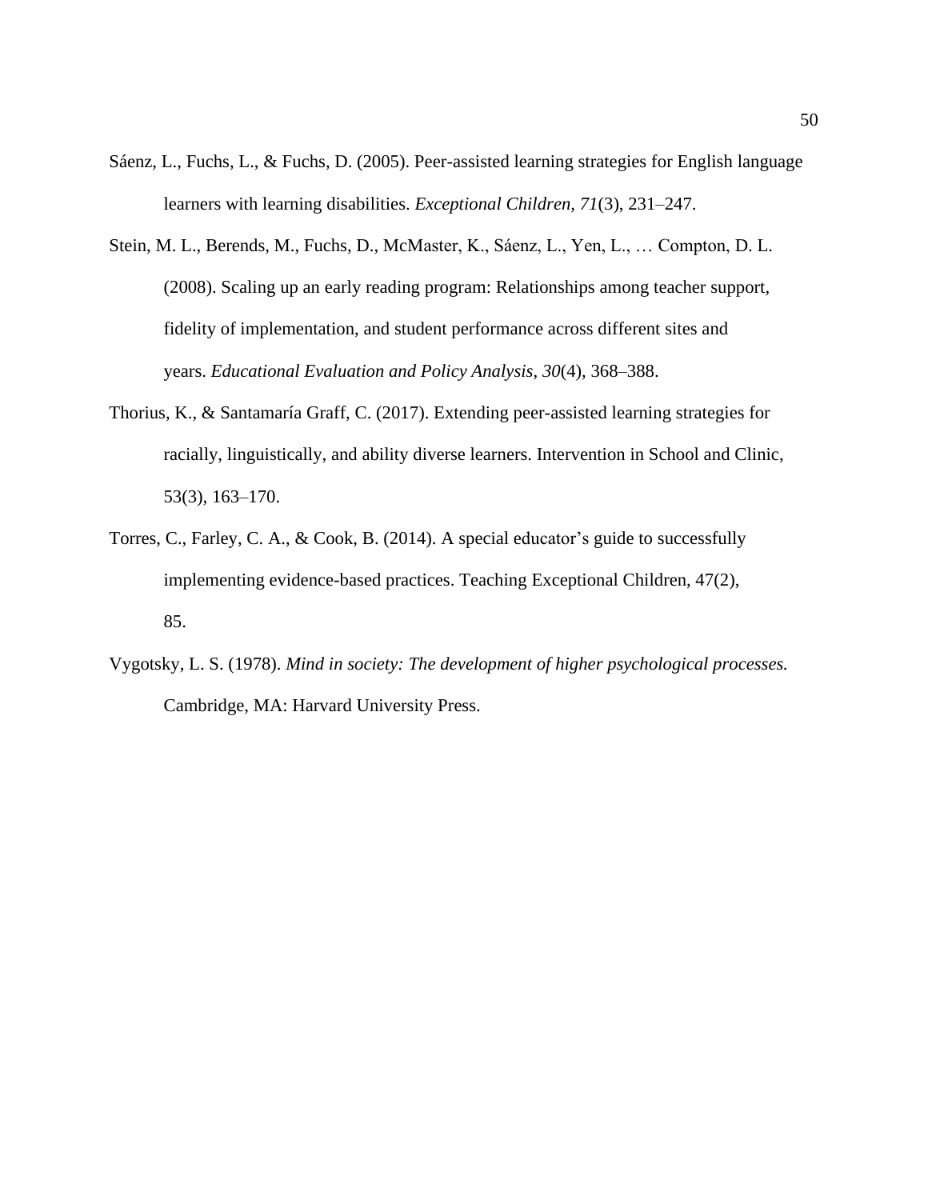Sáenz, L., Fuchs, L., & Fuchs, D. (2005). Peer-assisted learning strategies for English language learners with learning disabilities. *Exceptional Children, 71*(3), 231–247.

Stein, M. L., Berends, M., Fuchs, D., McMaster, K., Sáenz, L., Yen, L., … Compton, D. L. (2008). Scaling up an early reading program: Relationships among teacher support, fidelity of implementation, and student performance across different sites and years. *Educational Evaluation and Policy Analysis*, *30*(4), 368–388.

Thorius, K., & Santamaría Graff, C. (2017). Extending peer-assisted learning strategies for racially, linguistically, and ability diverse learners. Intervention in School and Clinic, 53(3), 163–170.

Torres, C., Farley, C. A., & Cook, B. (2014). A special educator's guide to successfully implementing evidence-based practices. Teaching Exceptional Children, 47(2), 85.

Vygotsky, L. S. (1978). *Mind in society: The development of higher psychological processes.* Cambridge, MA: Harvard University Press.